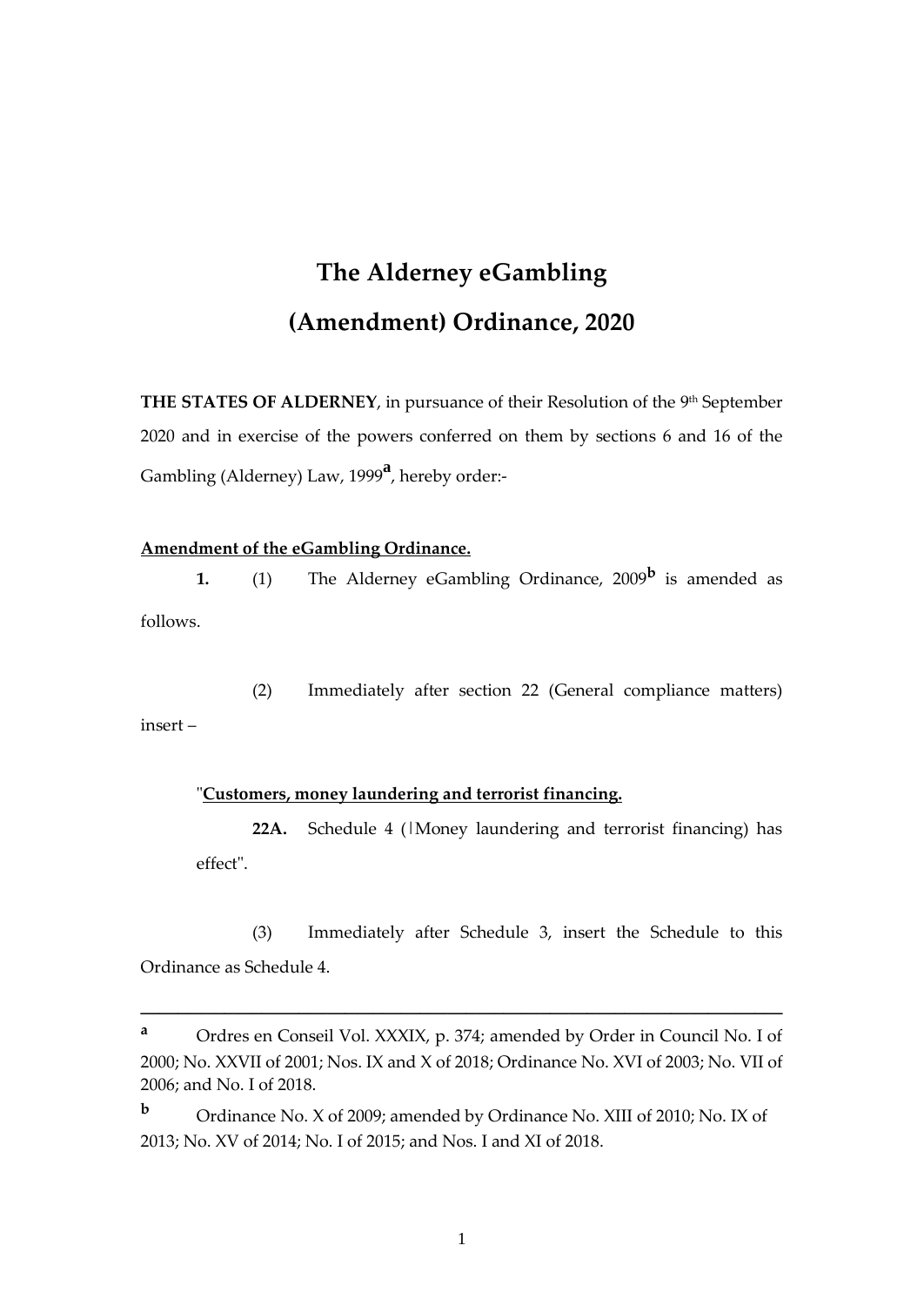# The Alderney eGambling (Amendment) Ordinance, 2020

**THE STATES OF ALDERNEY**, in pursuance of their Resolution of the 9th September 2020 and in exercise of the powers conferred on them by sections 6 and 16 of the Gambling (Alderney) Law, 1999[a], hereby order:-

**Amendment of the eGambling Ordinance.**

**1.** (1) The Alderney eGambling Ordinance, 2009[b] is amended as follows.

(2) Immediately after section 22 (General compliance matters) insert –

"**Customers, money laundering and terrorist financing.**

**22A.** Schedule 4 (|Money laundering and terrorist financing) has effect".

(3) Immediately after Schedule 3, insert the Schedule to this Ordinance as Schedule 4.

---

[a] Ordres en Conseil Vol. XXXIX, p. 374; amended by Order in Council No. I of 2000; No. XXVII of 2001; Nos. IX and X of 2018; Ordinance No. XVI of 2003; No. VII of 2006; and No. I of 2018.

[b] Ordinance No. X of 2009; amended by Ordinance No. XIII of 2010; No. IX of 2013; No. XV of 2014; No. I of 2015; and Nos. I and XI of 2018.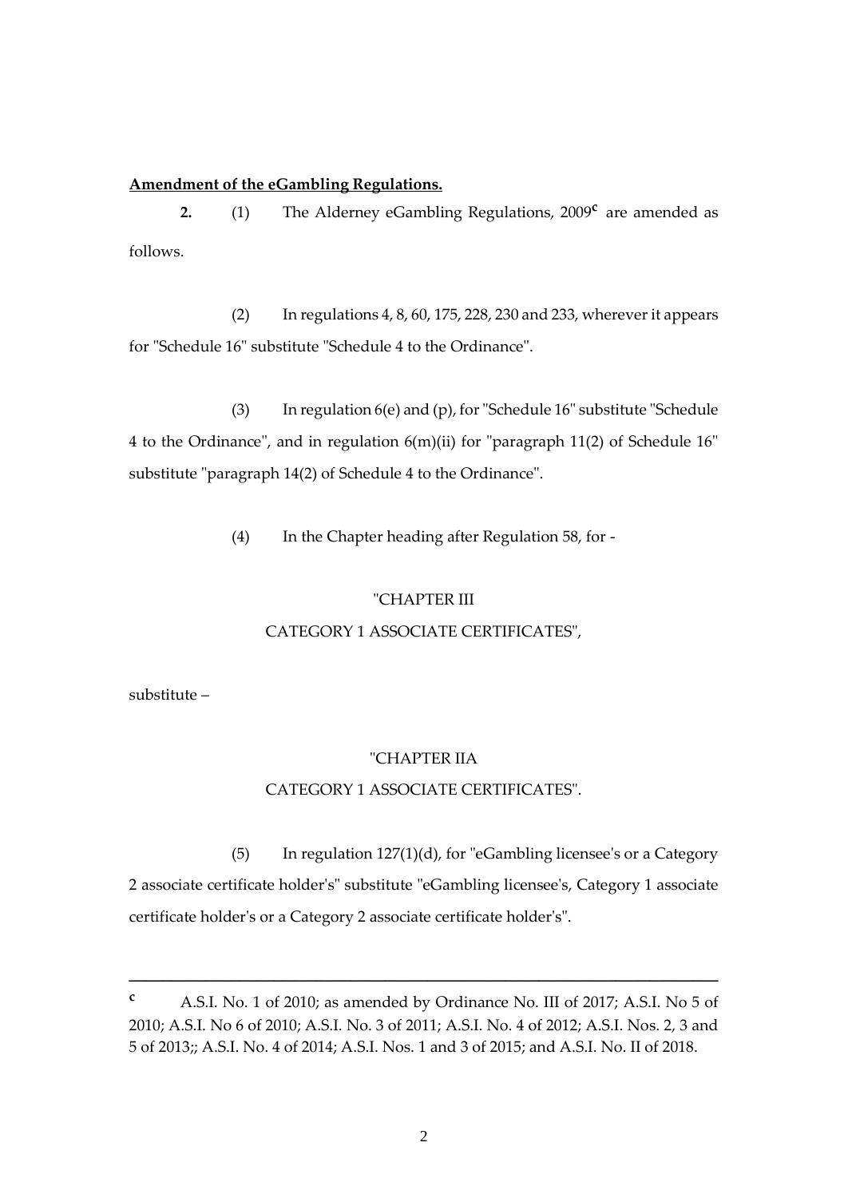**Amendment of the eGambling Regulations.**

**2.** (1) The Alderney eGambling Regulations, 2009[c] are amended as follows.

(2) In regulations 4, 8, 60, 175, 228, 230 and 233, wherever it appears for "Schedule 16" substitute "Schedule 4 to the Ordinance".

(3) In regulation 6(e) and (p), for "Schedule 16" substitute "Schedule 4 to the Ordinance", and in regulation 6(m)(ii) for "paragraph 11(2) of Schedule 16" substitute "paragraph 14(2) of Schedule 4 to the Ordinance".

(4) In the Chapter heading after Regulation 58, for -

"CHAPTER III

CATEGORY 1 ASSOCIATE CERTIFICATES",

substitute –

"CHAPTER IIA

CATEGORY 1 ASSOCIATE CERTIFICATES".

(5) In regulation 127(1)(d), for "eGambling licensee's or a Category 2 associate certificate holder's" substitute "eGambling licensee's, Category 1 associate certificate holder's or a Category 2 associate certificate holder's".

---

[c] A.S.I. No. 1 of 2010; as amended by Ordinance No. III of 2017; A.S.I. No 5 of 2010; A.S.I. No 6 of 2010; A.S.I. No. 3 of 2011; A.S.I. No. 4 of 2012; A.S.I. Nos. 2, 3 and 5 of 2013;; A.S.I. No. 4 of 2014; A.S.I. Nos. 1 and 3 of 2015; and A.S.I. No. II of 2018.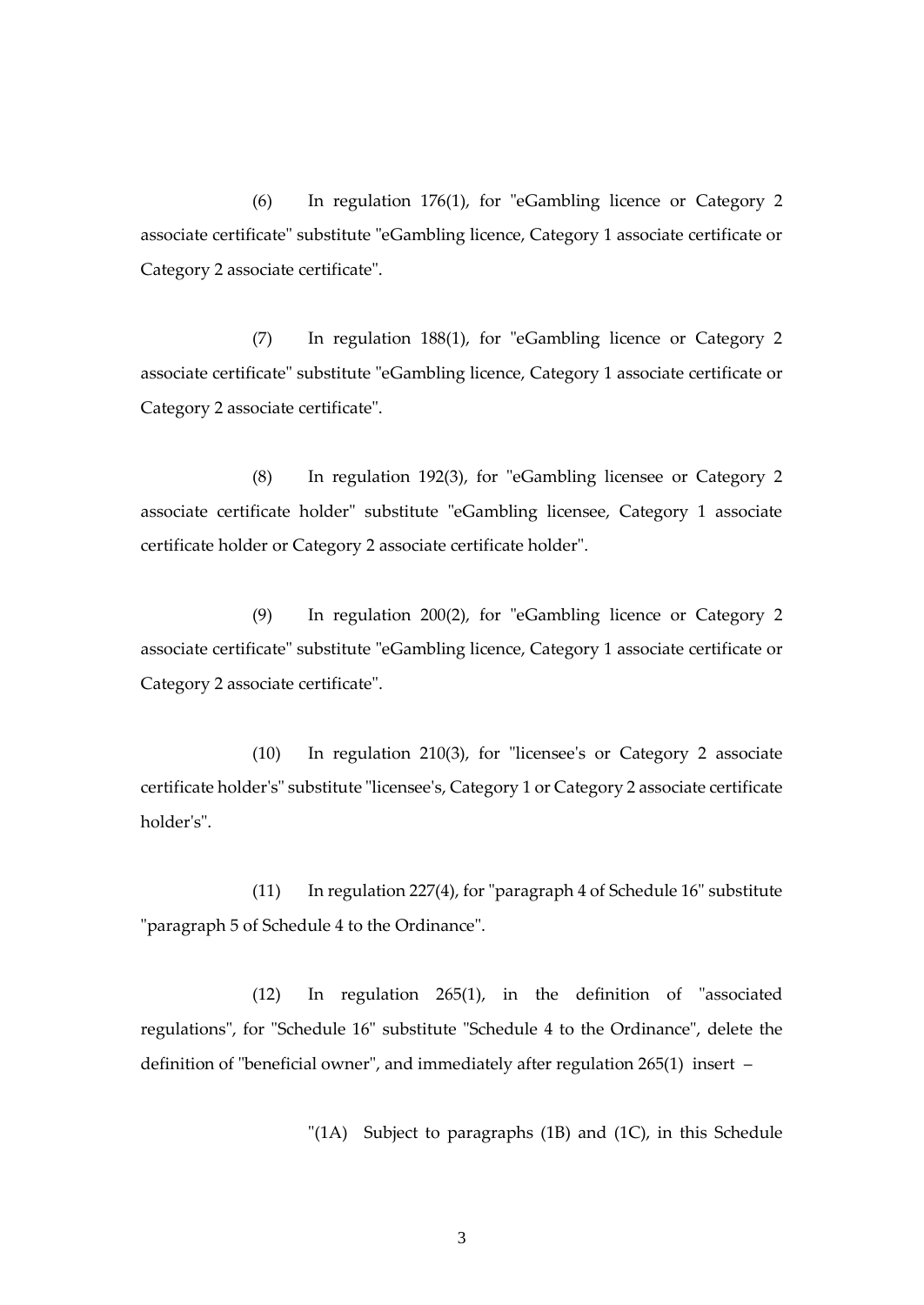(6) In regulation 176(1), for "eGambling licence or Category 2 associate certificate" substitute "eGambling licence, Category 1 associate certificate or Category 2 associate certificate".

(7) In regulation 188(1), for "eGambling licence or Category 2 associate certificate" substitute "eGambling licence, Category 1 associate certificate or Category 2 associate certificate".

(8) In regulation 192(3), for "eGambling licensee or Category 2 associate certificate holder" substitute "eGambling licensee, Category 1 associate certificate holder or Category 2 associate certificate holder".

(9) In regulation 200(2), for "eGambling licence or Category 2 associate certificate" substitute "eGambling licence, Category 1 associate certificate or Category 2 associate certificate".

(10) In regulation 210(3), for "licensee's or Category 2 associate certificate holder's" substitute "licensee's, Category 1 or Category 2 associate certificate holder's".

(11) In regulation 227(4), for "paragraph 4 of Schedule 16" substitute "paragraph 5 of Schedule 4 to the Ordinance".

(12) In regulation 265(1), in the definition of "associated regulations", for "Schedule 16" substitute "Schedule 4 to the Ordinance", delete the definition of "beneficial owner", and immediately after regulation 265(1) insert –

"(1A) Subject to paragraphs (1B) and (1C), in this Schedule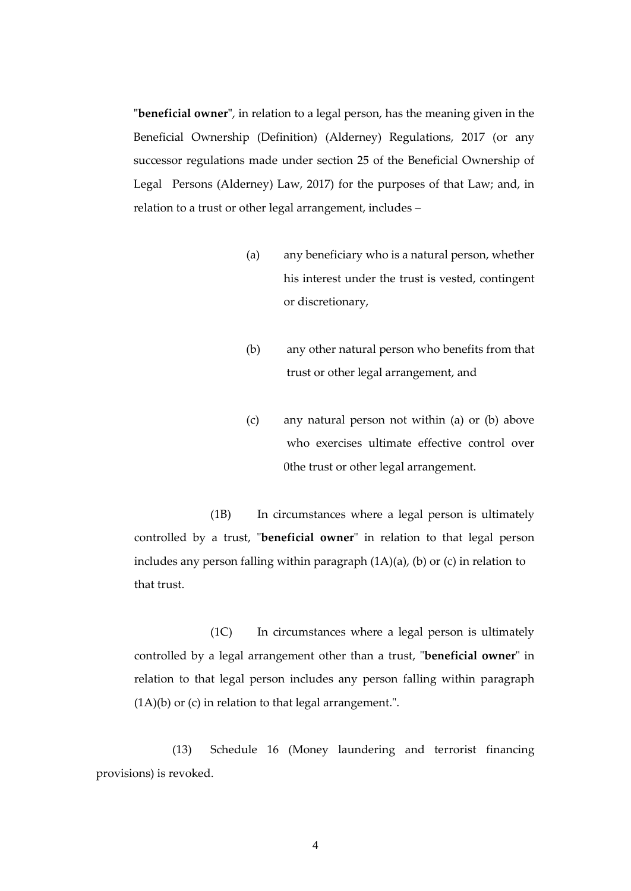"**beneficial owner**", in relation to a legal person, has the meaning given in the Beneficial Ownership (Definition) (Alderney) Regulations, 2017 (or any successor regulations made under section 25 of the Beneficial Ownership of Legal Persons (Alderney) Law, 2017) for the purposes of that Law; and, in relation to a trust or other legal arrangement, includes –

(a) any beneficiary who is a natural person, whether his interest under the trust is vested, contingent or discretionary,

(b) any other natural person who benefits from that trust or other legal arrangement, and

(c) any natural person not within (a) or (b) above who exercises ultimate effective control over 0the trust or other legal arrangement.

(1B) In circumstances where a legal person is ultimately controlled by a trust, "**beneficial owner**" in relation to that legal person includes any person falling within paragraph (1A)(a), (b) or (c) in relation to that trust.

(1C) In circumstances where a legal person is ultimately controlled by a legal arrangement other than a trust, "**beneficial owner**" in relation to that legal person includes any person falling within paragraph (1A)(b) or (c) in relation to that legal arrangement.".

(13) Schedule 16 (Money laundering and terrorist financing provisions) is revoked.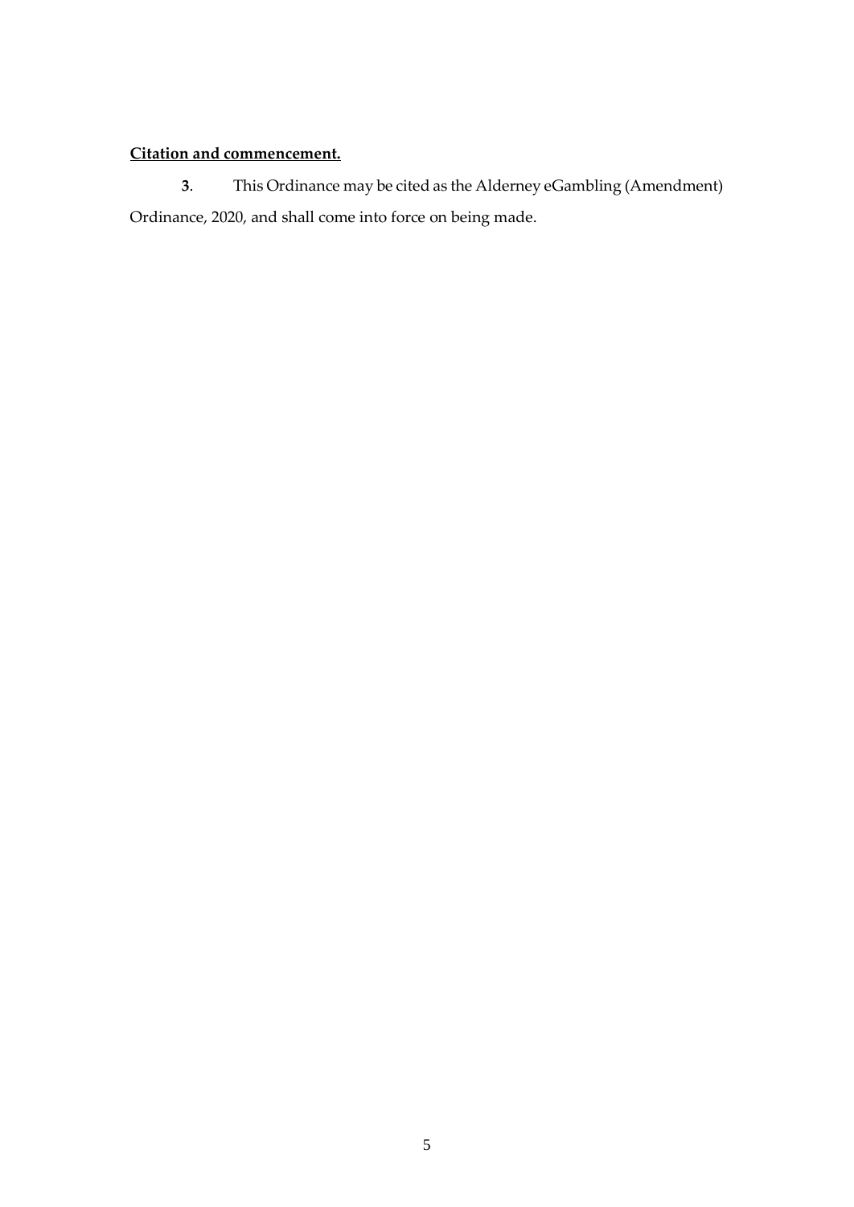**<u>Citation and commencement.</u>**

**3**. This Ordinance may be cited as the Alderney eGambling (Amendment) Ordinance, 2020, and shall come into force on being made.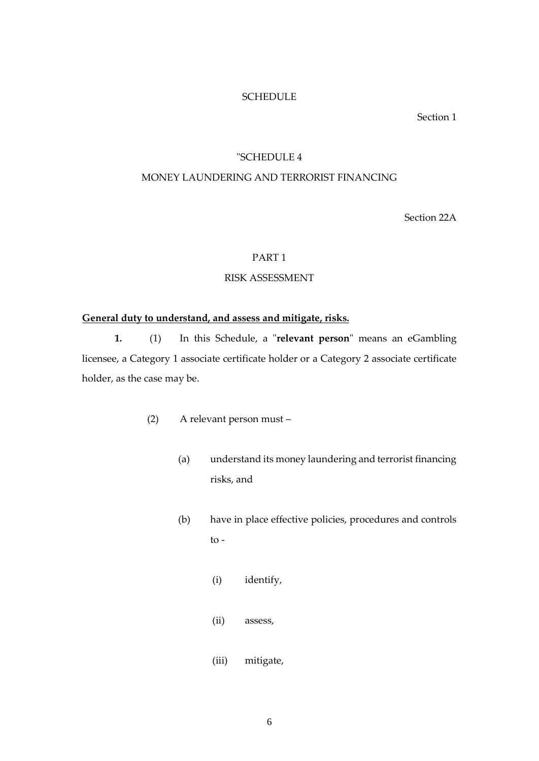SCHEDULE

Section 1

"SCHEDULE 4

MONEY LAUNDERING AND TERRORIST FINANCING

Section 22A

PART 1

RISK ASSESSMENT

**General duty to understand, and assess and mitigate, risks.**

**1.** (1) In this Schedule, a "**relevant person**" means an eGambling licensee, a Category 1 associate certificate holder or a Category 2 associate certificate holder, as the case may be.

(2) A relevant person must –

(a) understand its money laundering and terrorist financing risks, and

(b) have in place effective policies, procedures and controls to -

(i) identify,

(ii) assess,

(iii) mitigate,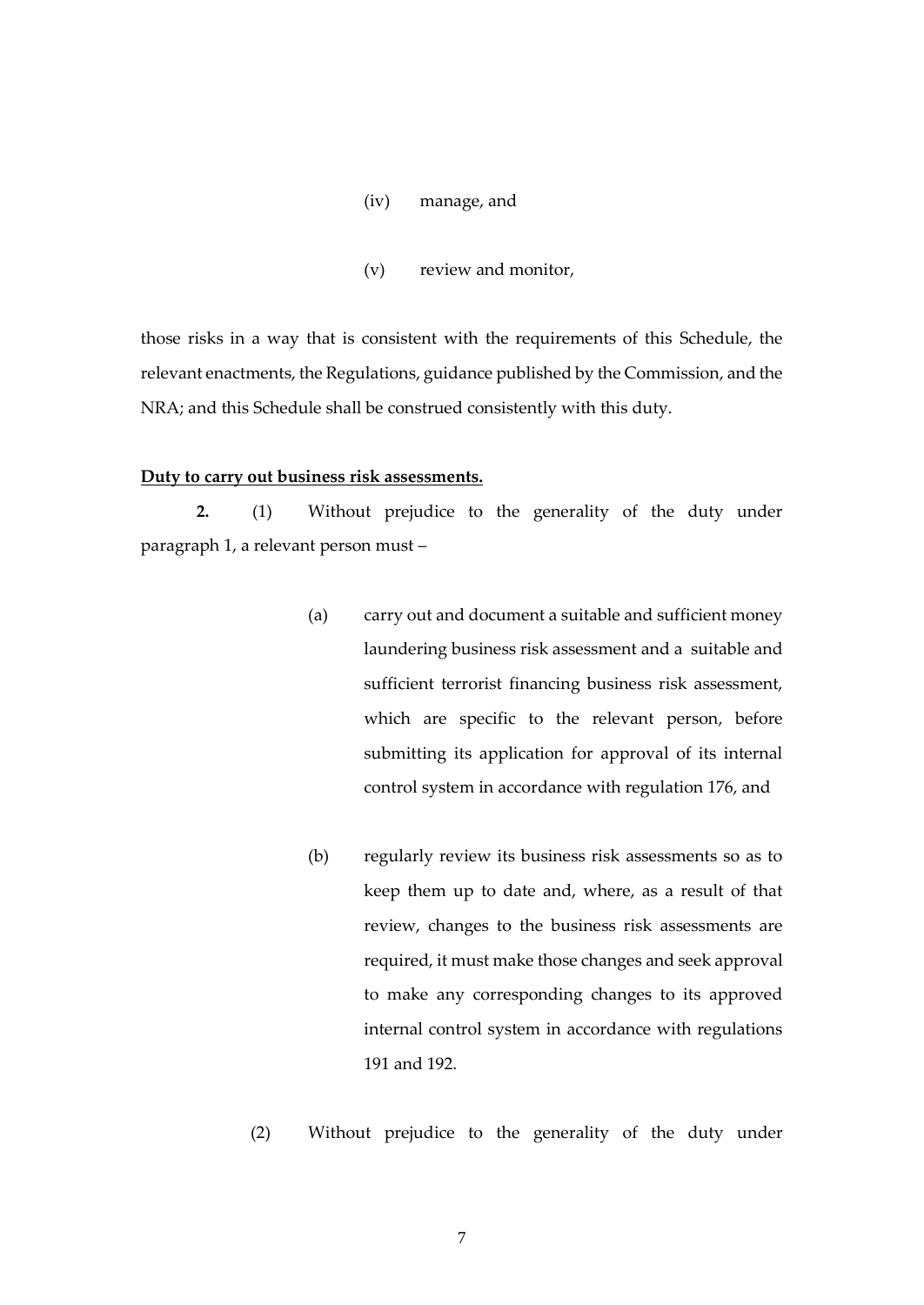(iv) manage, and

(v) review and monitor,

those risks in a way that is consistent with the requirements of this Schedule, the relevant enactments, the Regulations, guidance published by the Commission, and the NRA; and this Schedule shall be construed consistently with this duty.

**Duty to carry out business risk assessments.**

**2.** (1) Without prejudice to the generality of the duty under paragraph 1, a relevant person must –

(a) carry out and document a suitable and sufficient money laundering business risk assessment and a suitable and sufficient terrorist financing business risk assessment, which are specific to the relevant person, before submitting its application for approval of its internal control system in accordance with regulation 176, and

(b) regularly review its business risk assessments so as to keep them up to date and, where, as a result of that review, changes to the business risk assessments are required, it must make those changes and seek approval to make any corresponding changes to its approved internal control system in accordance with regulations 191 and 192.

(2) Without prejudice to the generality of the duty under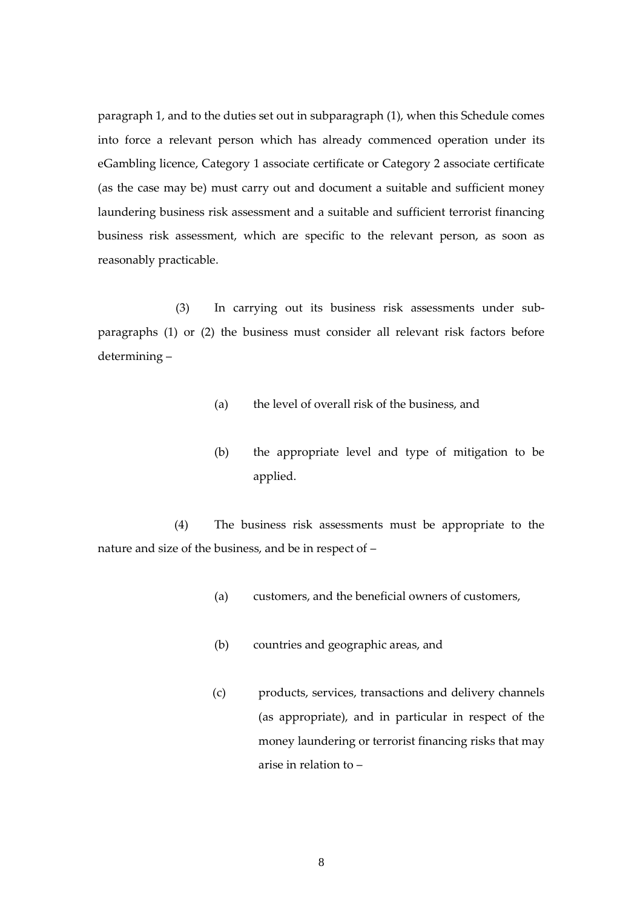paragraph 1, and to the duties set out in subparagraph (1), when this Schedule comes into force a relevant person which has already commenced operation under its eGambling licence, Category 1 associate certificate or Category 2 associate certificate (as the case may be) must carry out and document a suitable and sufficient money laundering business risk assessment and a suitable and sufficient terrorist financing business risk assessment, which are specific to the relevant person, as soon as reasonably practicable.

(3) In carrying out its business risk assessments under sub-paragraphs (1) or (2) the business must consider all relevant risk factors before determining –

(a) the level of overall risk of the business, and

(b) the appropriate level and type of mitigation to be applied.

(4) The business risk assessments must be appropriate to the nature and size of the business, and be in respect of –

(a) customers, and the beneficial owners of customers,

(b) countries and geographic areas, and

(c) products, services, transactions and delivery channels (as appropriate), and in particular in respect of the money laundering or terrorist financing risks that may arise in relation to –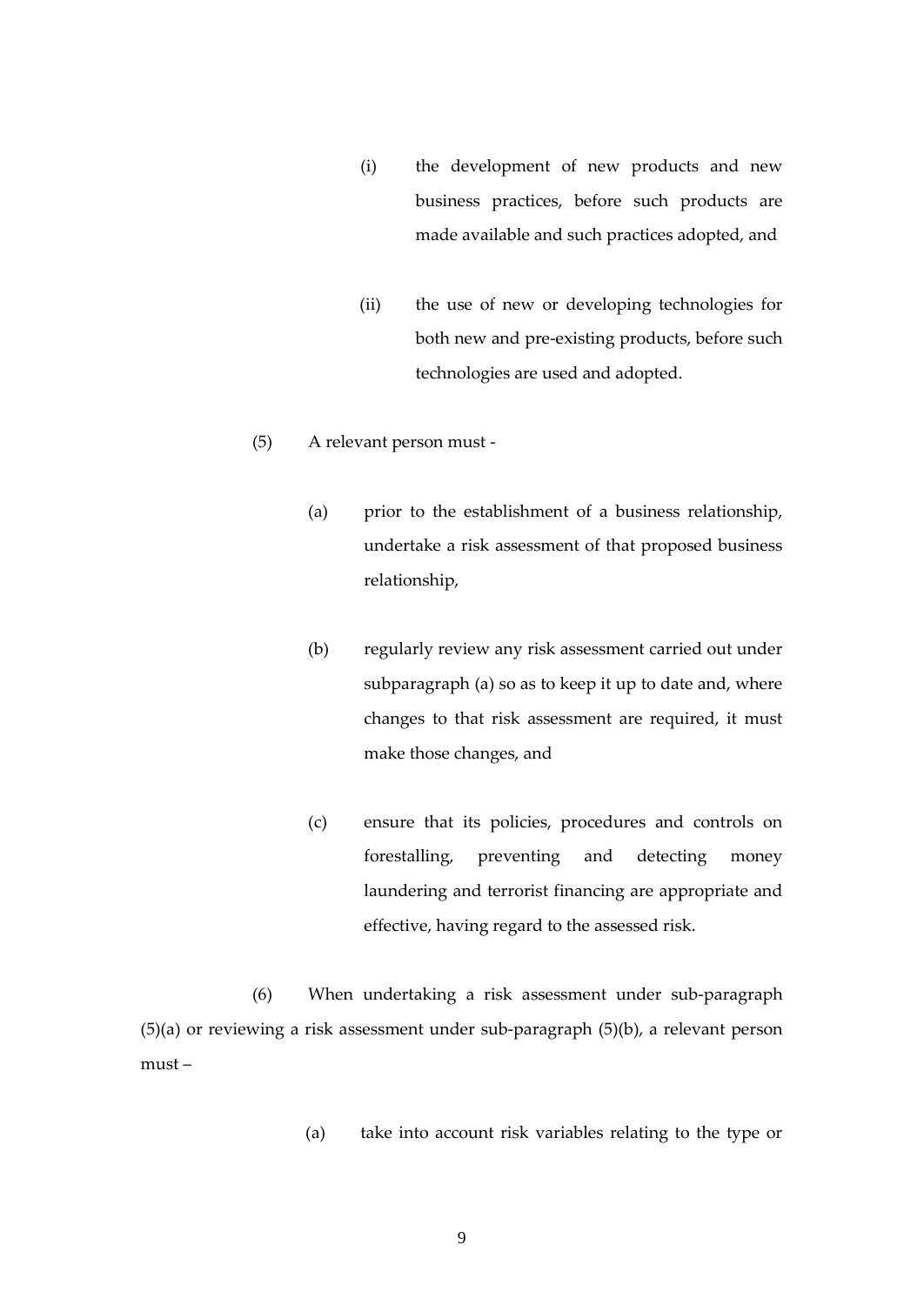(i) the development of new products and new business practices, before such products are made available and such practices adopted, and

(ii) the use of new or developing technologies for both new and pre-existing products, before such technologies are used and adopted.

(5) A relevant person must -

(a) prior to the establishment of a business relationship, undertake a risk assessment of that proposed business relationship,

(b) regularly review any risk assessment carried out under subparagraph (a) so as to keep it up to date and, where changes to that risk assessment are required, it must make those changes, and

(c) ensure that its policies, procedures and controls on forestalling, preventing and detecting money laundering and terrorist financing are appropriate and effective, having regard to the assessed risk.

(6) When undertaking a risk assessment under sub-paragraph (5)(a) or reviewing a risk assessment under sub-paragraph (5)(b), a relevant person must –

(a) take into account risk variables relating to the type or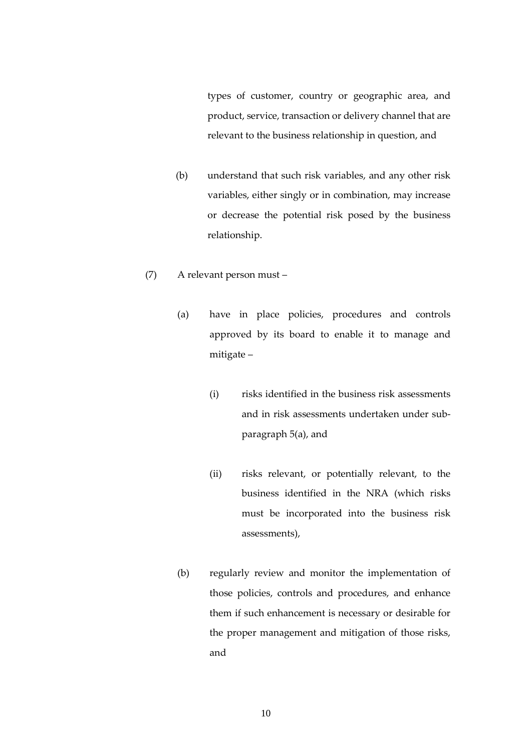types of customer, country or geographic area, and product, service, transaction or delivery channel that are relevant to the business relationship in question, and

(b) understand that such risk variables, and any other risk variables, either singly or in combination, may increase or decrease the potential risk posed by the business relationship.

(7) A relevant person must –

(a) have in place policies, procedures and controls approved by its board to enable it to manage and mitigate –

(i) risks identified in the business risk assessments and in risk assessments undertaken under sub-paragraph 5(a), and

(ii) risks relevant, or potentially relevant, to the business identified in the NRA (which risks must be incorporated into the business risk assessments),

(b) regularly review and monitor the implementation of those policies, controls and procedures, and enhance them if such enhancement is necessary or desirable for the proper management and mitigation of those risks, and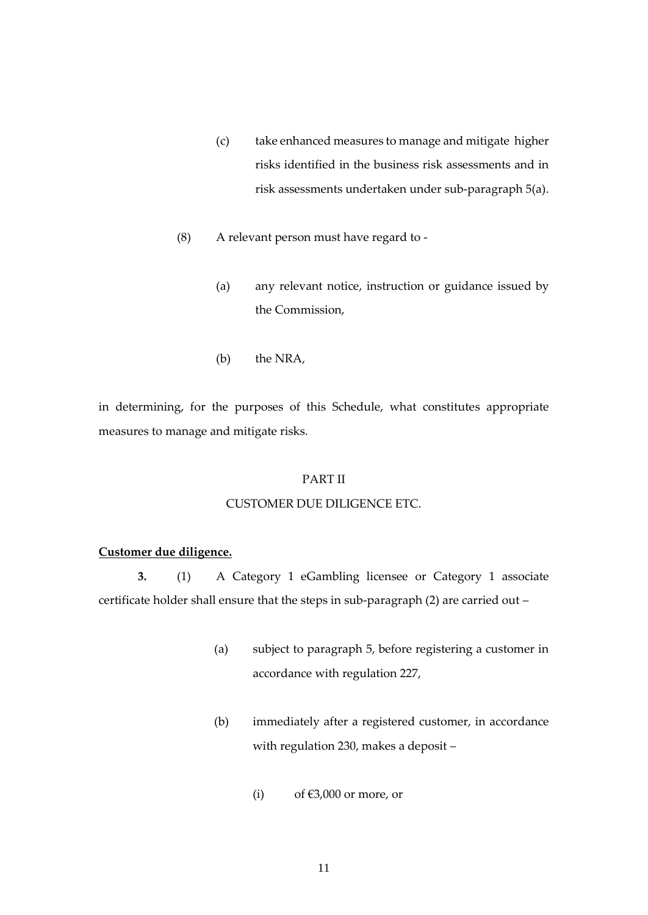(c) take enhanced measures to manage and mitigate higher risks identified in the business risk assessments and in risk assessments undertaken under sub-paragraph 5(a).

(8) A relevant person must have regard to -

(a) any relevant notice, instruction or guidance issued by the Commission,

(b) the NRA,

in determining, for the purposes of this Schedule, what constitutes appropriate measures to manage and mitigate risks.

## PART II

## CUSTOMER DUE DILIGENCE ETC.

**Customer due diligence.**

**3.** (1) A Category 1 eGambling licensee or Category 1 associate certificate holder shall ensure that the steps in sub-paragraph (2) are carried out –

(a) subject to paragraph 5, before registering a customer in accordance with regulation 227,

(b) immediately after a registered customer, in accordance with regulation 230, makes a deposit –

(i) of €3,000 or more, or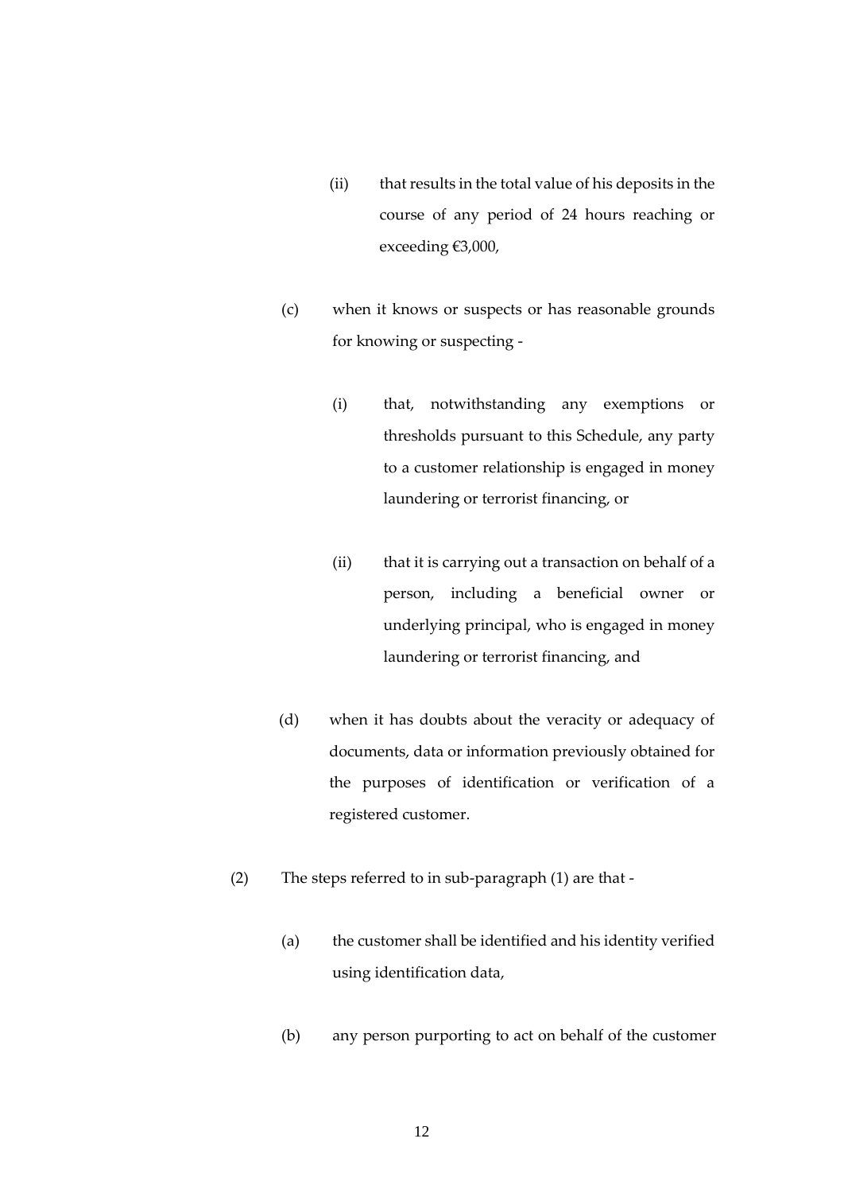(ii) that results in the total value of his deposits in the course of any period of 24 hours reaching or exceeding €3,000,

(c) when it knows or suspects or has reasonable grounds for knowing or suspecting -

(i) that, notwithstanding any exemptions or thresholds pursuant to this Schedule, any party to a customer relationship is engaged in money laundering or terrorist financing, or

(ii) that it is carrying out a transaction on behalf of a person, including a beneficial owner or underlying principal, who is engaged in money laundering or terrorist financing, and

(d) when it has doubts about the veracity or adequacy of documents, data or information previously obtained for the purposes of identification or verification of a registered customer.

(2) The steps referred to in sub-paragraph (1) are that -

(a) the customer shall be identified and his identity verified using identification data,

(b) any person purporting to act on behalf of the customer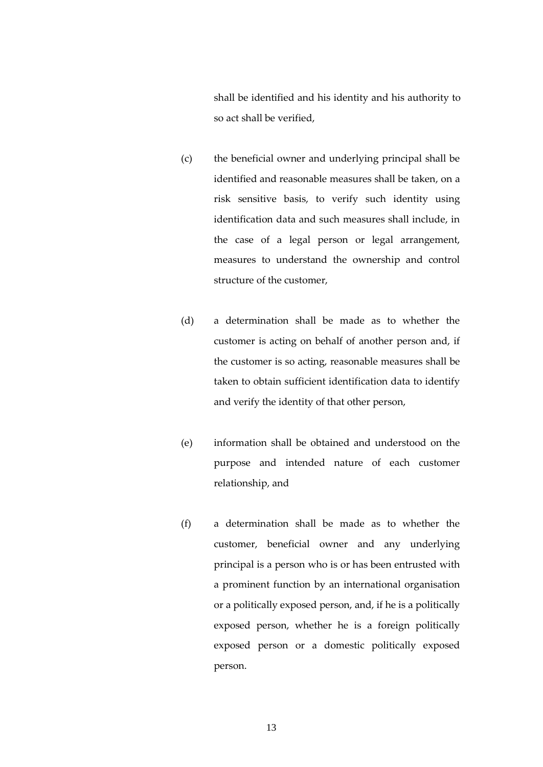shall be identified and his identity and his authority to so act shall be verified,

(c) the beneficial owner and underlying principal shall be identified and reasonable measures shall be taken, on a risk sensitive basis, to verify such identity using identification data and such measures shall include, in the case of a legal person or legal arrangement, measures to understand the ownership and control structure of the customer,

(d) a determination shall be made as to whether the customer is acting on behalf of another person and, if the customer is so acting, reasonable measures shall be taken to obtain sufficient identification data to identify and verify the identity of that other person,

(e) information shall be obtained and understood on the purpose and intended nature of each customer relationship, and

(f) a determination shall be made as to whether the customer, beneficial owner and any underlying principal is a person who is or has been entrusted with a prominent function by an international organisation or a politically exposed person, and, if he is a politically exposed person, whether he is a foreign politically exposed person or a domestic politically exposed person.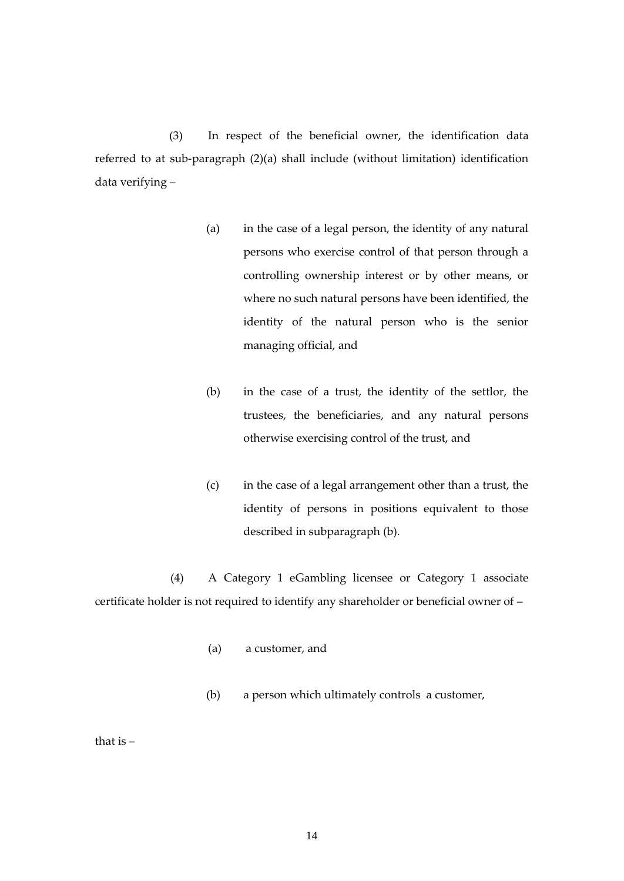(3) In respect of the beneficial owner, the identification data referred to at sub-paragraph (2)(a) shall include (without limitation) identification data verifying –

(a) in the case of a legal person, the identity of any natural persons who exercise control of that person through a controlling ownership interest or by other means, or where no such natural persons have been identified, the identity of the natural person who is the senior managing official, and

(b) in the case of a trust, the identity of the settlor, the trustees, the beneficiaries, and any natural persons otherwise exercising control of the trust, and

(c) in the case of a legal arrangement other than a trust, the identity of persons in positions equivalent to those described in subparagraph (b).

(4) A Category 1 eGambling licensee or Category 1 associate certificate holder is not required to identify any shareholder or beneficial owner of –

(a) a customer, and

(b) a person which ultimately controls a customer,

that is –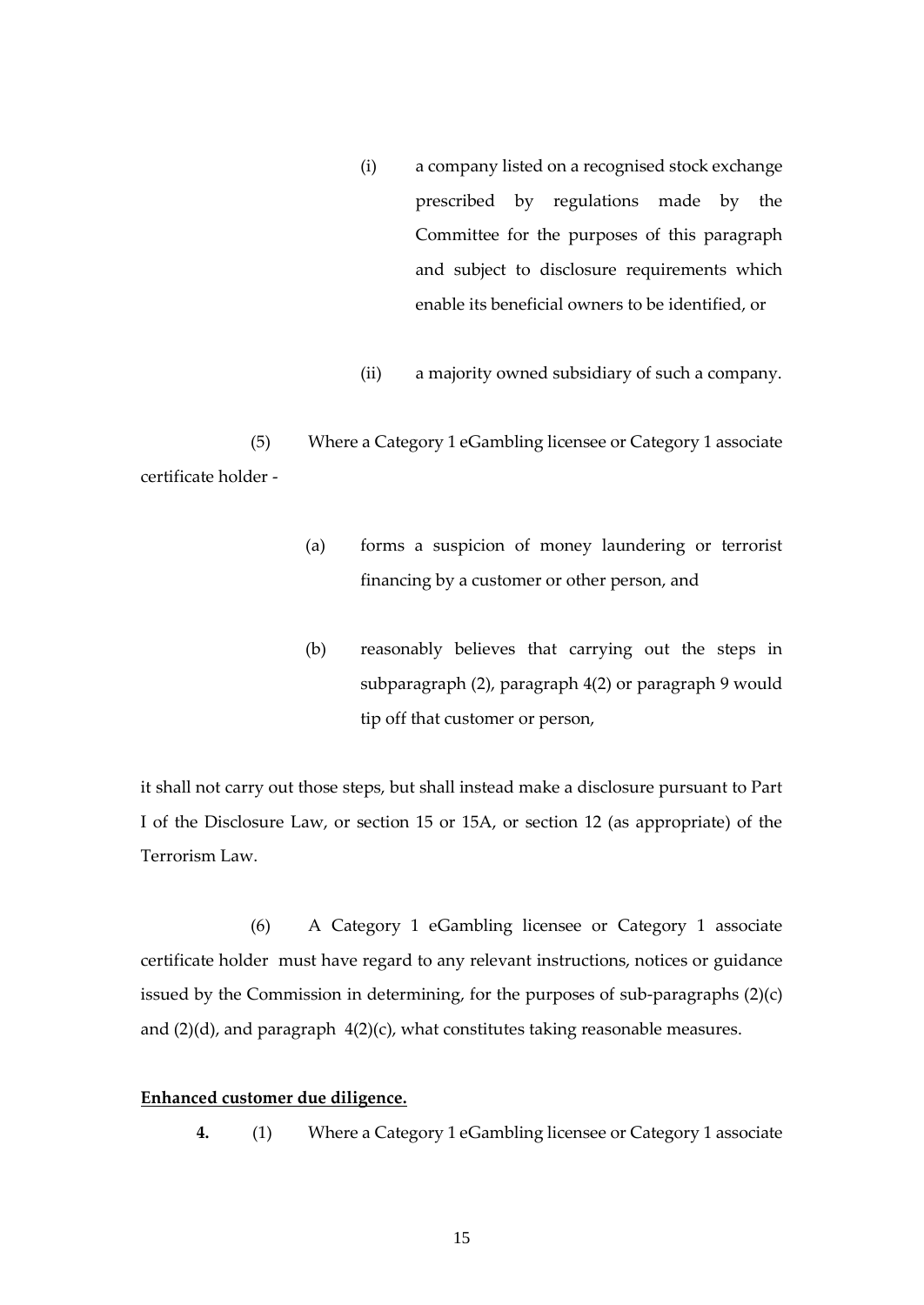(i) a company listed on a recognised stock exchange prescribed by regulations made by the Committee for the purposes of this paragraph and subject to disclosure requirements which enable its beneficial owners to be identified, or

(ii) a majority owned subsidiary of such a company.

(5) Where a Category 1 eGambling licensee or Category 1 associate certificate holder -

(a) forms a suspicion of money laundering or terrorist financing by a customer or other person, and

(b) reasonably believes that carrying out the steps in subparagraph (2), paragraph 4(2) or paragraph 9 would tip off that customer or person,

it shall not carry out those steps, but shall instead make a disclosure pursuant to Part I of the Disclosure Law, or section 15 or 15A, or section 12 (as appropriate) of the Terrorism Law.

(6) A Category 1 eGambling licensee or Category 1 associate certificate holder must have regard to any relevant instructions, notices or guidance issued by the Commission in determining, for the purposes of sub-paragraphs (2)(c) and (2)(d), and paragraph 4(2)(c), what constitutes taking reasonable measures.

**Enhanced customer due diligence.**

**4.** (1) Where a Category 1 eGambling licensee or Category 1 associate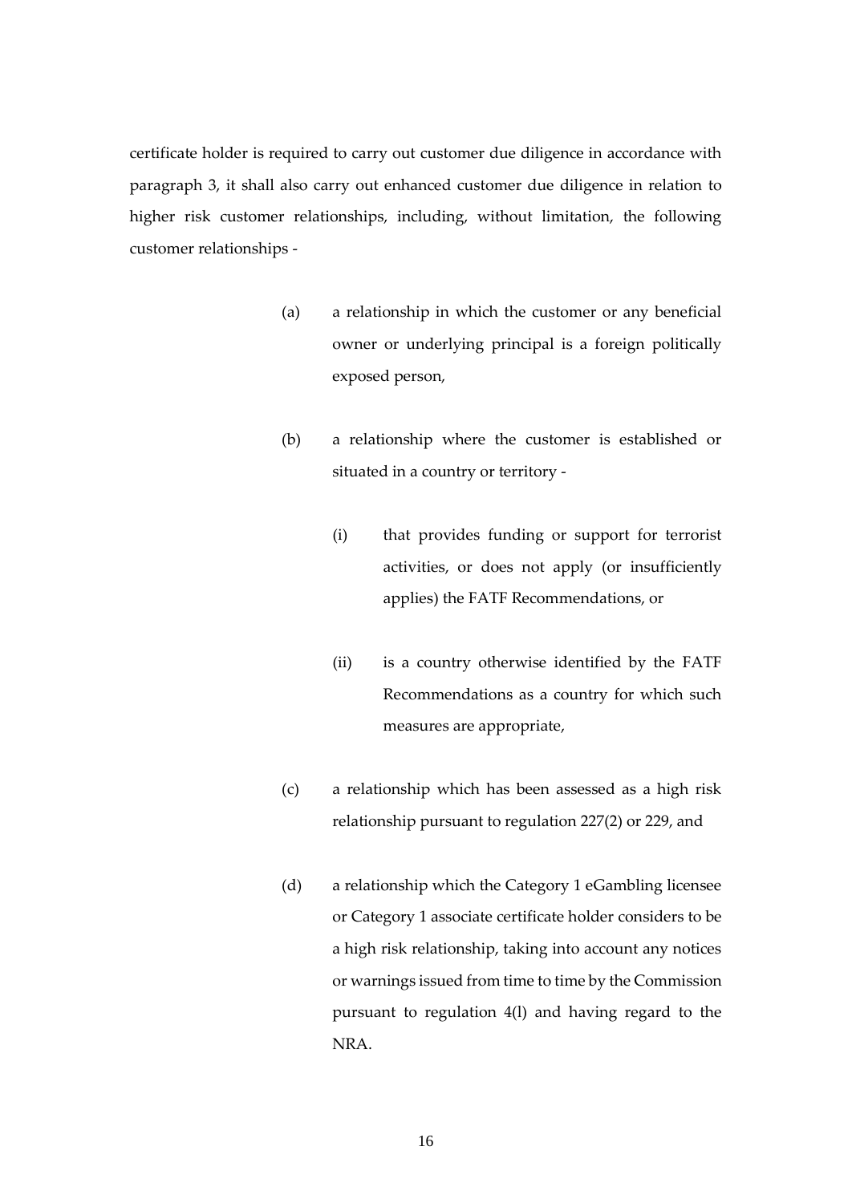certificate holder is required to carry out customer due diligence in accordance with paragraph 3, it shall also carry out enhanced customer due diligence in relation to higher risk customer relationships, including, without limitation, the following customer relationships -

(a) a relationship in which the customer or any beneficial owner or underlying principal is a foreign politically exposed person,

(b) a relationship where the customer is established or situated in a country or territory -

(i) that provides funding or support for terrorist activities, or does not apply (or insufficiently applies) the FATF Recommendations, or

(ii) is a country otherwise identified by the FATF Recommendations as a country for which such measures are appropriate,

(c) a relationship which has been assessed as a high risk relationship pursuant to regulation 227(2) or 229, and

(d) a relationship which the Category 1 eGambling licensee or Category 1 associate certificate holder considers to be a high risk relationship, taking into account any notices or warnings issued from time to time by the Commission pursuant to regulation 4(l) and having regard to the NRA.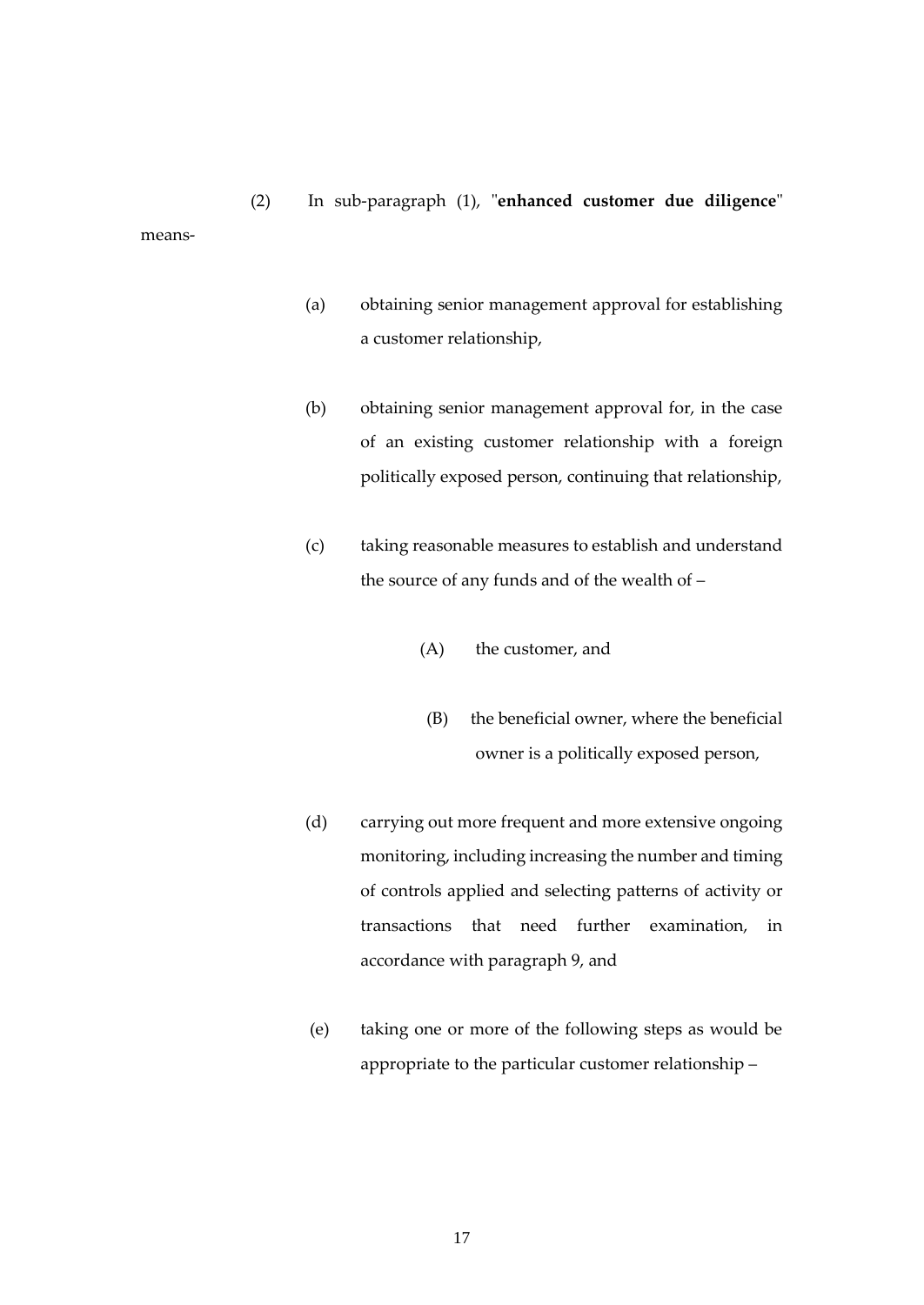(2) In sub-paragraph (1), "**enhanced customer due diligence**" means-

(a) obtaining senior management approval for establishing a customer relationship,

(b) obtaining senior management approval for, in the case of an existing customer relationship with a foreign politically exposed person, continuing that relationship,

(c) taking reasonable measures to establish and understand the source of any funds and of the wealth of –

(A) the customer, and

(B) the beneficial owner, where the beneficial owner is a politically exposed person,

(d) carrying out more frequent and more extensive ongoing monitoring, including increasing the number and timing of controls applied and selecting patterns of activity or transactions that need further examination, in accordance with paragraph 9, and

(e) taking one or more of the following steps as would be appropriate to the particular customer relationship –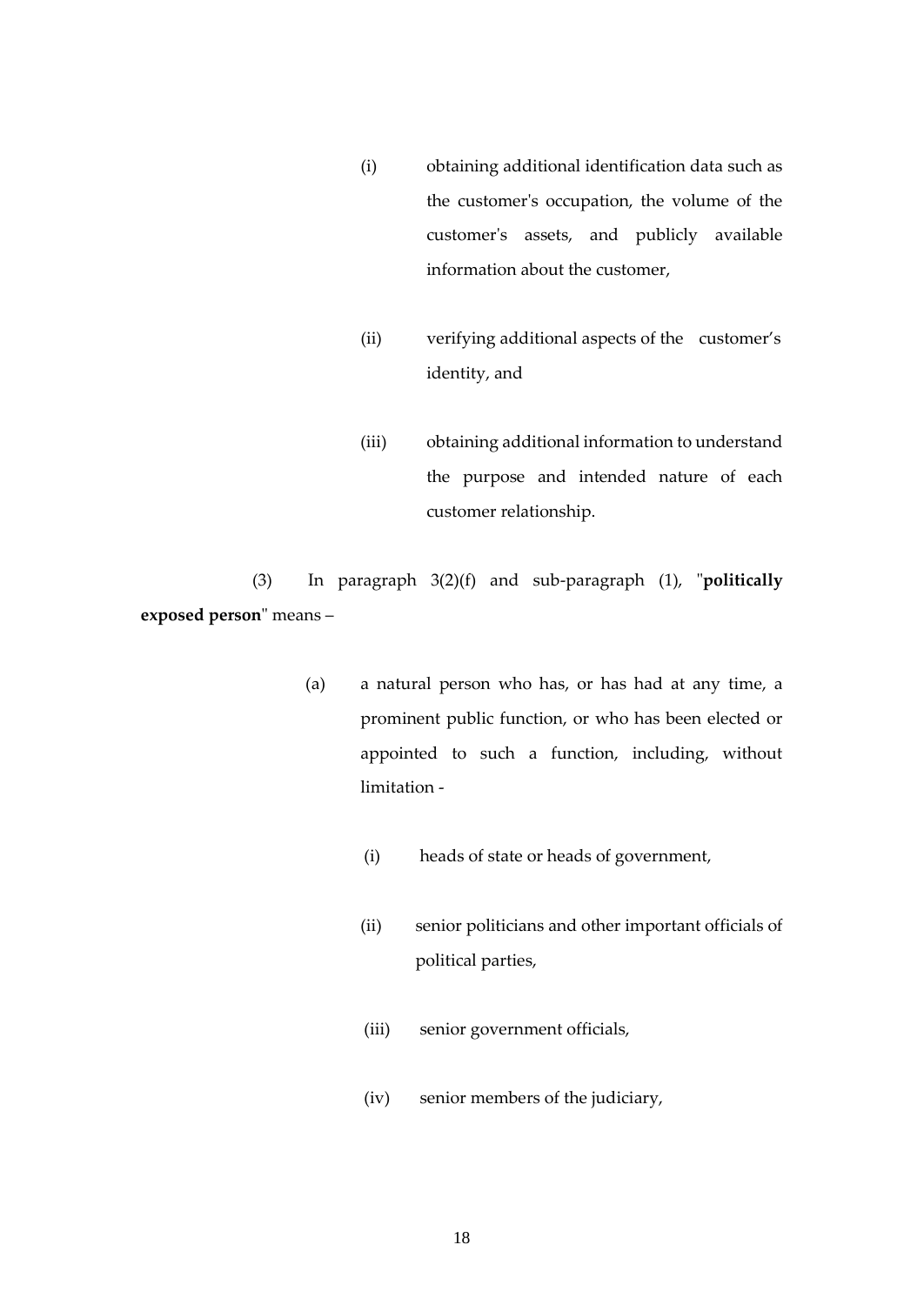(i) obtaining additional identification data such as the customer's occupation, the volume of the customer's assets, and publicly available information about the customer,

(ii) verifying additional aspects of the customer's identity, and

(iii) obtaining additional information to understand the purpose and intended nature of each customer relationship.

(3) In paragraph 3(2)(f) and sub-paragraph (1), "**politically exposed person**" means –

(a) a natural person who has, or has had at any time, a prominent public function, or who has been elected or appointed to such a function, including, without limitation -

(i) heads of state or heads of government,

(ii) senior politicians and other important officials of political parties,

(iii) senior government officials,

(iv) senior members of the judiciary,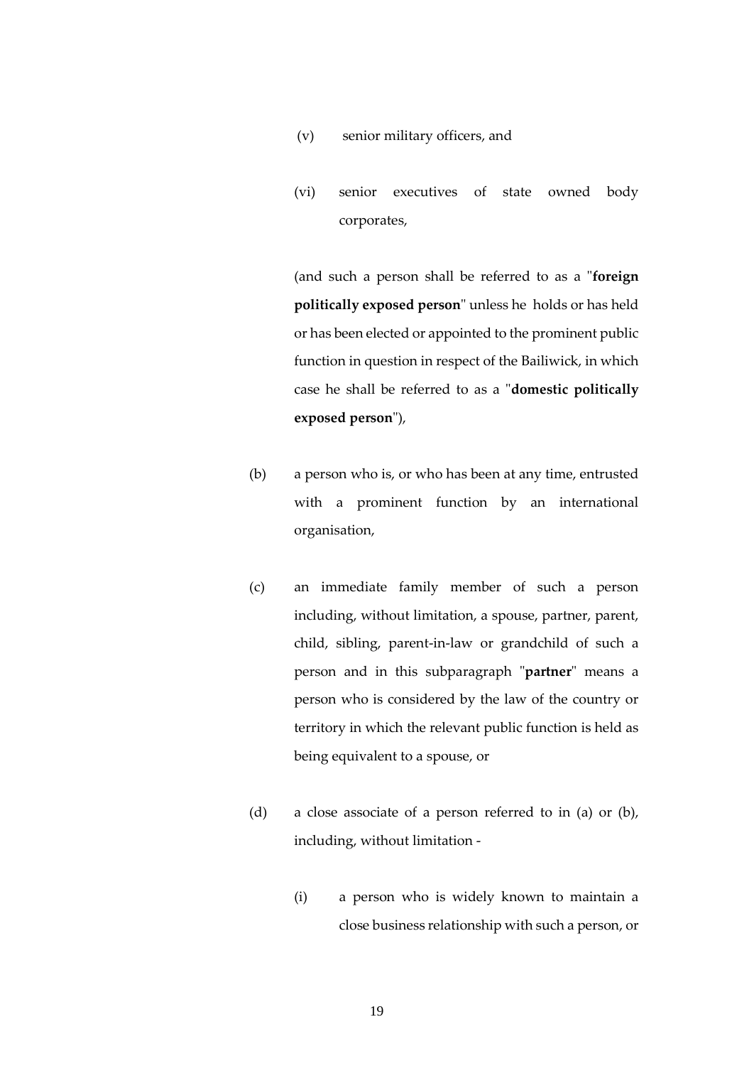(v) senior military officers, and

(vi) senior executives of state owned body corporates,

(and such a person shall be referred to as a "**foreign politically exposed person**" unless he holds or has held or has been elected or appointed to the prominent public function in question in respect of the Bailiwick, in which case he shall be referred to as a "**domestic politically exposed person**"),

(b) a person who is, or who has been at any time, entrusted with a prominent function by an international organisation,

(c) an immediate family member of such a person including, without limitation, a spouse, partner, parent, child, sibling, parent-in-law or grandchild of such a person and in this subparagraph "**partner**" means a person who is considered by the law of the country or territory in which the relevant public function is held as being equivalent to a spouse, or

(d) a close associate of a person referred to in (a) or (b), including, without limitation -

(i) a person who is widely known to maintain a close business relationship with such a person, or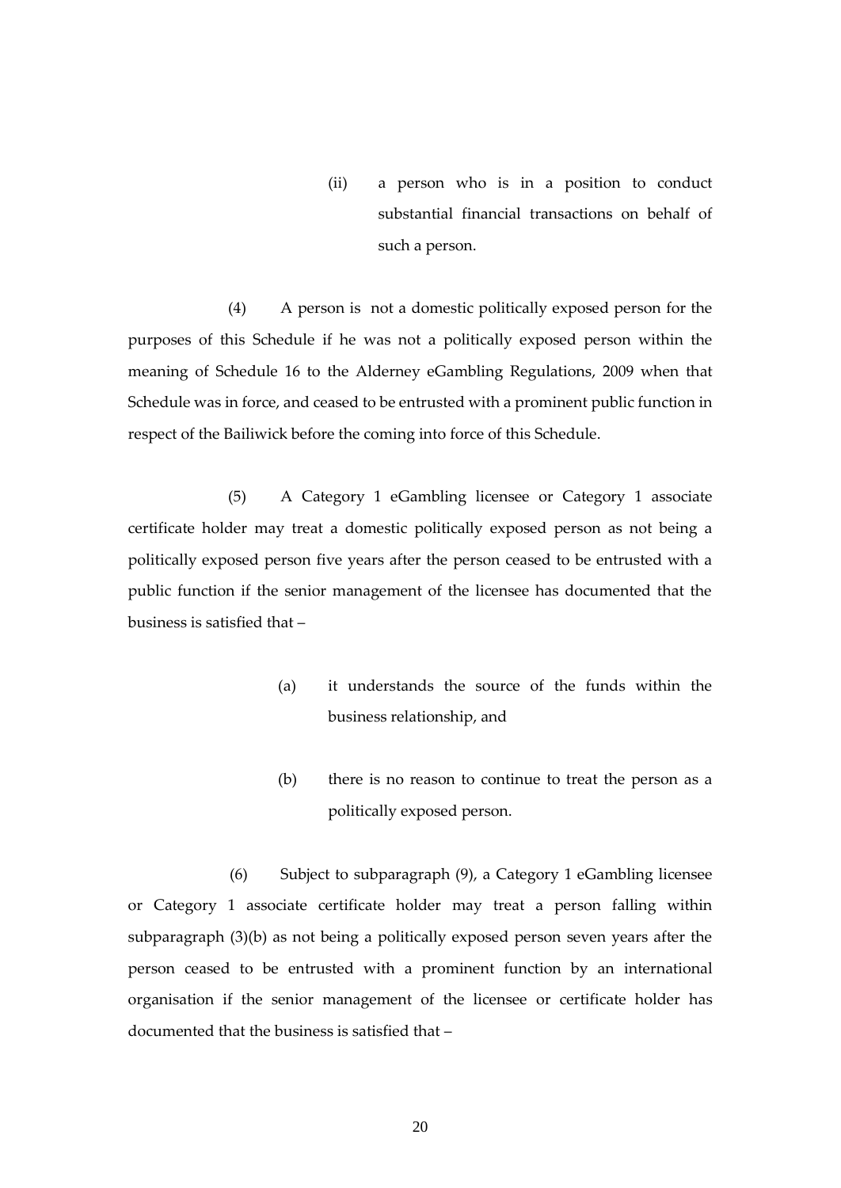(ii) a person who is in a position to conduct substantial financial transactions on behalf of such a person.

(4) A person is not a domestic politically exposed person for the purposes of this Schedule if he was not a politically exposed person within the meaning of Schedule 16 to the Alderney eGambling Regulations, 2009 when that Schedule was in force, and ceased to be entrusted with a prominent public function in respect of the Bailiwick before the coming into force of this Schedule.

(5) A Category 1 eGambling licensee or Category 1 associate certificate holder may treat a domestic politically exposed person as not being a politically exposed person five years after the person ceased to be entrusted with a public function if the senior management of the licensee has documented that the business is satisfied that –

(a) it understands the source of the funds within the business relationship, and

(b) there is no reason to continue to treat the person as a politically exposed person.

(6) Subject to subparagraph (9), a Category 1 eGambling licensee or Category 1 associate certificate holder may treat a person falling within subparagraph (3)(b) as not being a politically exposed person seven years after the person ceased to be entrusted with a prominent function by an international organisation if the senior management of the licensee or certificate holder has documented that the business is satisfied that –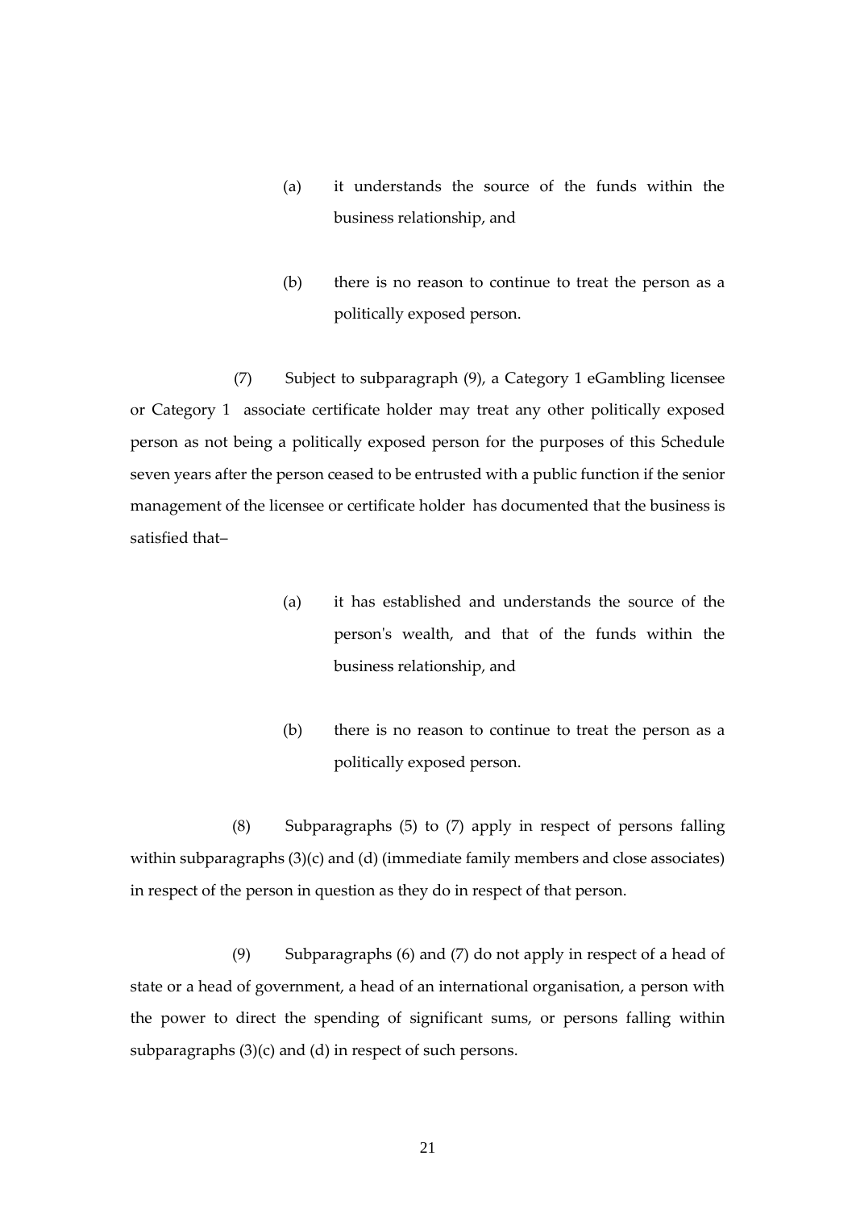(a) it understands the source of the funds within the business relationship, and

(b) there is no reason to continue to treat the person as a politically exposed person.

(7) Subject to subparagraph (9), a Category 1 eGambling licensee or Category 1 associate certificate holder may treat any other politically exposed person as not being a politically exposed person for the purposes of this Schedule seven years after the person ceased to be entrusted with a public function if the senior management of the licensee or certificate holder has documented that the business is satisfied that–

(a) it has established and understands the source of the person's wealth, and that of the funds within the business relationship, and

(b) there is no reason to continue to treat the person as a politically exposed person.

(8) Subparagraphs (5) to (7) apply in respect of persons falling within subparagraphs (3)(c) and (d) (immediate family members and close associates) in respect of the person in question as they do in respect of that person.

(9) Subparagraphs (6) and (7) do not apply in respect of a head of state or a head of government, a head of an international organisation, a person with the power to direct the spending of significant sums, or persons falling within subparagraphs (3)(c) and (d) in respect of such persons.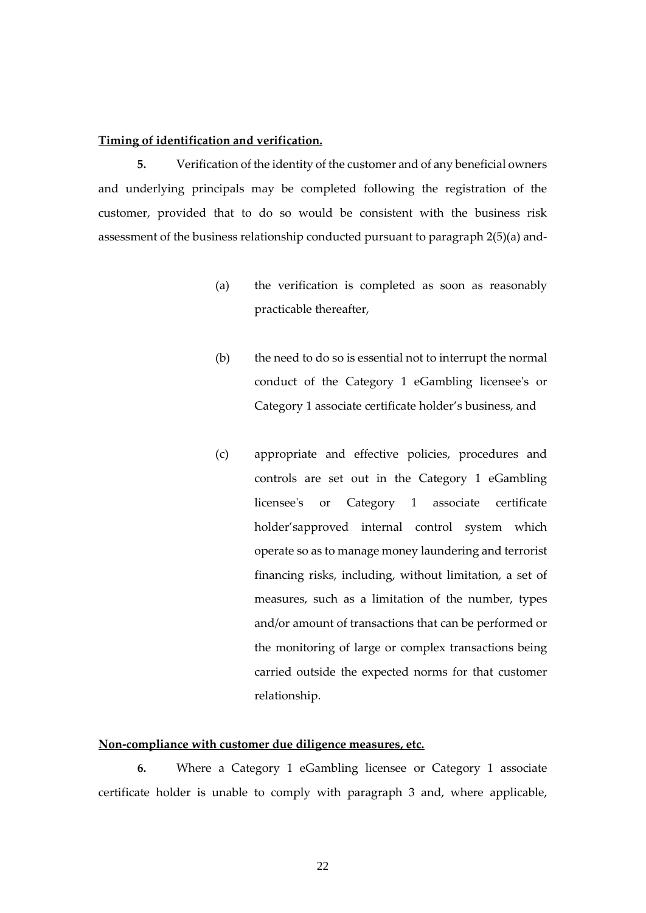**Timing of identification and verification.**

**5.** Verification of the identity of the customer and of any beneficial owners and underlying principals may be completed following the registration of the customer, provided that to do so would be consistent with the business risk assessment of the business relationship conducted pursuant to paragraph 2(5)(a) and-

(a) the verification is completed as soon as reasonably practicable thereafter,

(b) the need to do so is essential not to interrupt the normal conduct of the Category 1 eGambling licensee's or Category 1 associate certificate holder's business, and

(c) appropriate and effective policies, procedures and controls are set out in the Category 1 eGambling licensee's or Category 1 associate certificate holder'sapproved internal control system which operate so as to manage money laundering and terrorist financing risks, including, without limitation, a set of measures, such as a limitation of the number, types and/or amount of transactions that can be performed or the monitoring of large or complex transactions being carried outside the expected norms for that customer relationship.

**Non-compliance with customer due diligence measures, etc.**

**6.** Where a Category 1 eGambling licensee or Category 1 associate certificate holder is unable to comply with paragraph 3 and, where applicable,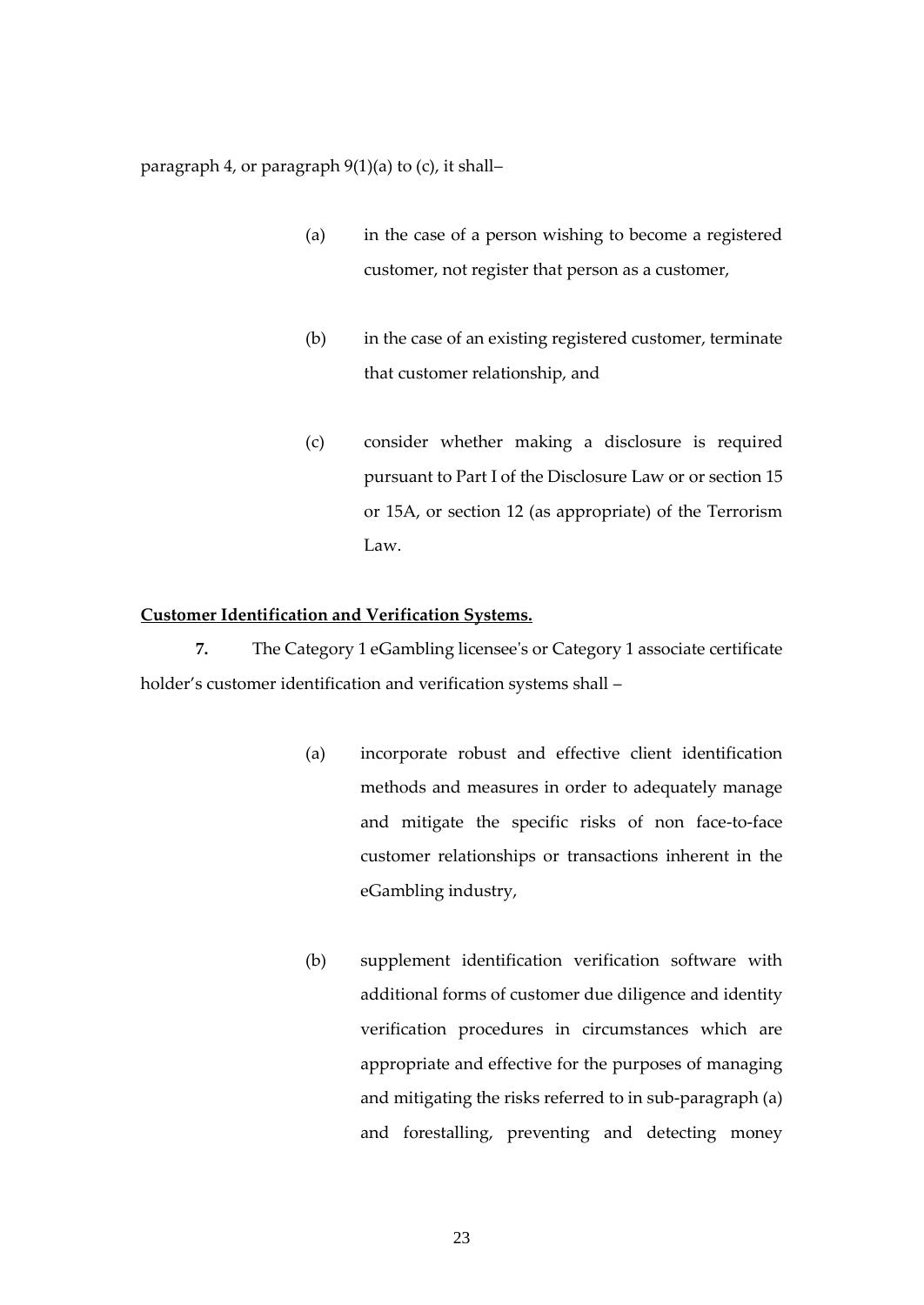paragraph 4, or paragraph 9(1)(a) to (c), it shall–

(a) in the case of a person wishing to become a registered customer, not register that person as a customer,

(b) in the case of an existing registered customer, terminate that customer relationship, and

(c) consider whether making a disclosure is required pursuant to Part I of the Disclosure Law or or section 15 or 15A, or section 12 (as appropriate) of the Terrorism Law.

**Customer Identification and Verification Systems.**

**7.** The Category 1 eGambling licensee's or Category 1 associate certificate holder's customer identification and verification systems shall –

(a) incorporate robust and effective client identification methods and measures in order to adequately manage and mitigate the specific risks of non face-to-face customer relationships or transactions inherent in the eGambling industry,

(b) supplement identification verification software with additional forms of customer due diligence and identity verification procedures in circumstances which are appropriate and effective for the purposes of managing and mitigating the risks referred to in sub-paragraph (a) and forestalling, preventing and detecting money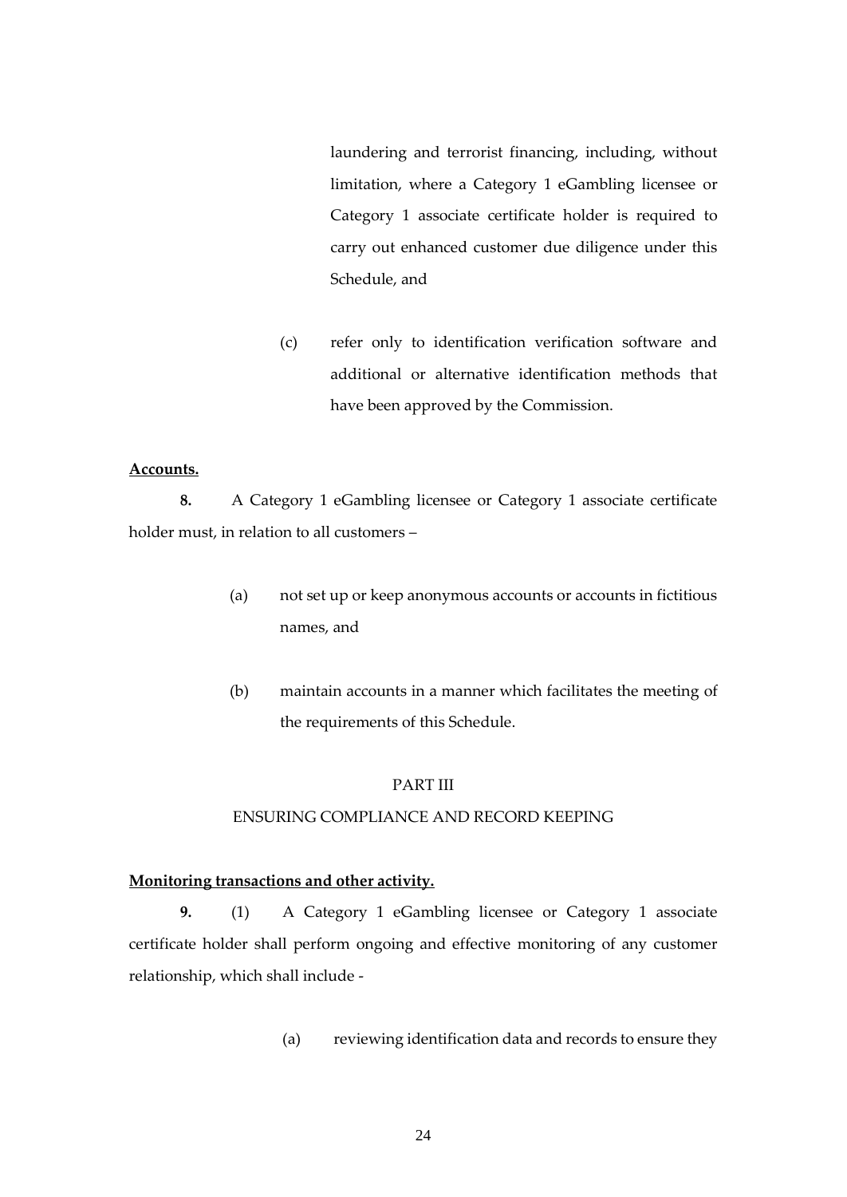laundering and terrorist financing, including, without limitation, where a Category 1 eGambling licensee or Category 1 associate certificate holder is required to carry out enhanced customer due diligence under this Schedule, and

(c) refer only to identification verification software and additional or alternative identification methods that have been approved by the Commission.

**Accounts.**

**8.** A Category 1 eGambling licensee or Category 1 associate certificate holder must, in relation to all customers –

(a) not set up or keep anonymous accounts or accounts in fictitious names, and

(b) maintain accounts in a manner which facilitates the meeting of the requirements of this Schedule.

PART III

ENSURING COMPLIANCE AND RECORD KEEPING

**Monitoring transactions and other activity.**

**9.** (1) A Category 1 eGambling licensee or Category 1 associate certificate holder shall perform ongoing and effective monitoring of any customer relationship, which shall include -

(a) reviewing identification data and records to ensure they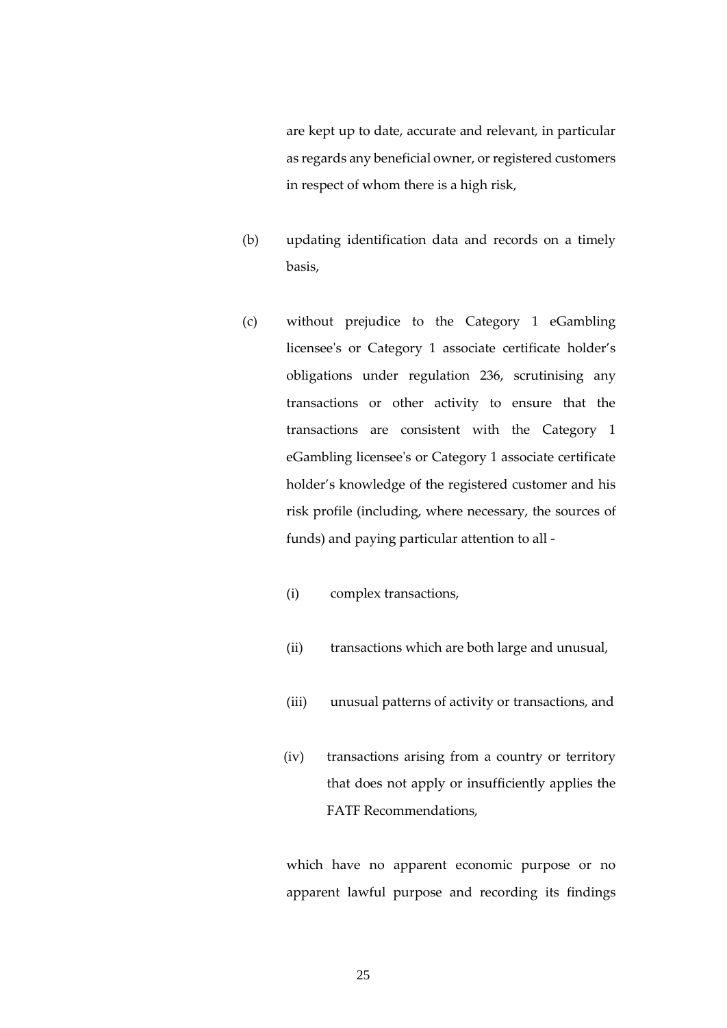are kept up to date, accurate and relevant, in particular as regards any beneficial owner, or registered customers in respect of whom there is a high risk,

(b) updating identification data and records on a timely basis,

(c) without prejudice to the Category 1 eGambling licensee's or Category 1 associate certificate holder’s obligations under regulation 236, scrutinising any transactions or other activity to ensure that the transactions are consistent with the Category 1 eGambling licensee's or Category 1 associate certificate holder’s knowledge of the registered customer and his risk profile (including, where necessary, the sources of funds) and paying particular attention to all -

  (i) complex transactions,

  (ii) transactions which are both large and unusual,

  (iii) unusual patterns of activity or transactions, and

  (iv) transactions arising from a country or territory that does not apply or insufficiently applies the FATF Recommendations,

which have no apparent economic purpose or no apparent lawful purpose and recording its findings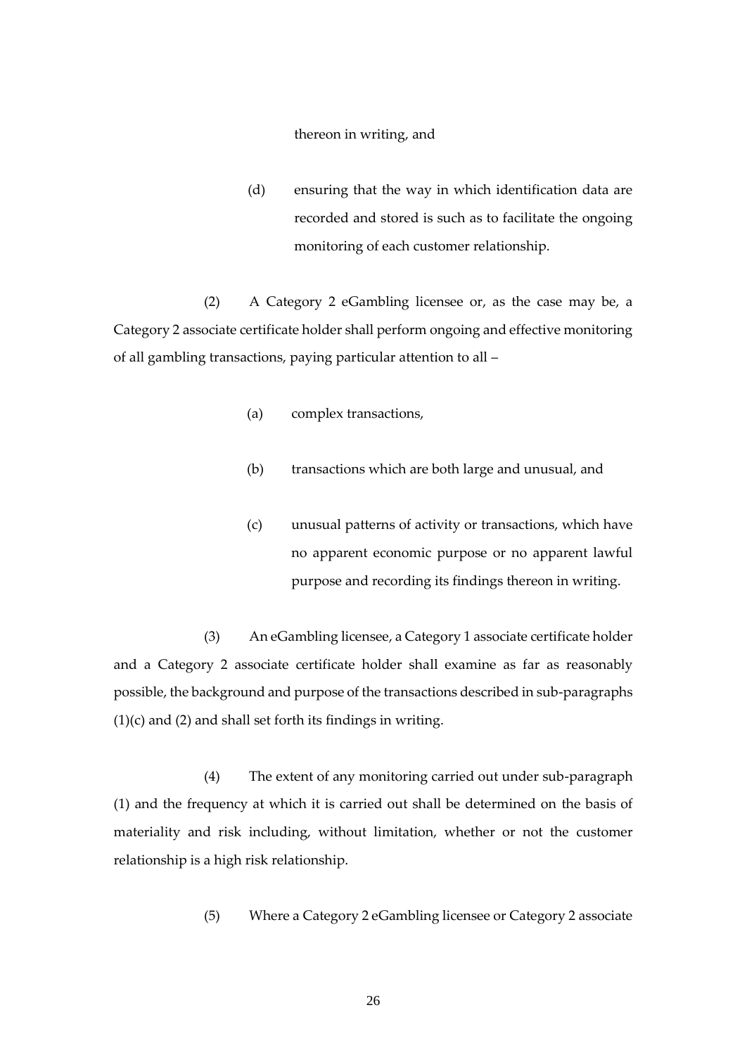thereon in writing, and

(d) ensuring that the way in which identification data are recorded and stored is such as to facilitate the ongoing monitoring of each customer relationship.

(2) A Category 2 eGambling licensee or, as the case may be, a Category 2 associate certificate holder shall perform ongoing and effective monitoring of all gambling transactions, paying particular attention to all –

(a) complex transactions,

(b) transactions which are both large and unusual, and

(c) unusual patterns of activity or transactions, which have no apparent economic purpose or no apparent lawful purpose and recording its findings thereon in writing.

(3) An eGambling licensee, a Category 1 associate certificate holder and a Category 2 associate certificate holder shall examine as far as reasonably possible, the background and purpose of the transactions described in sub-paragraphs (1)(c) and (2) and shall set forth its findings in writing.

(4) The extent of any monitoring carried out under sub-paragraph (1) and the frequency at which it is carried out shall be determined on the basis of materiality and risk including, without limitation, whether or not the customer relationship is a high risk relationship.

(5) Where a Category 2 eGambling licensee or Category 2 associate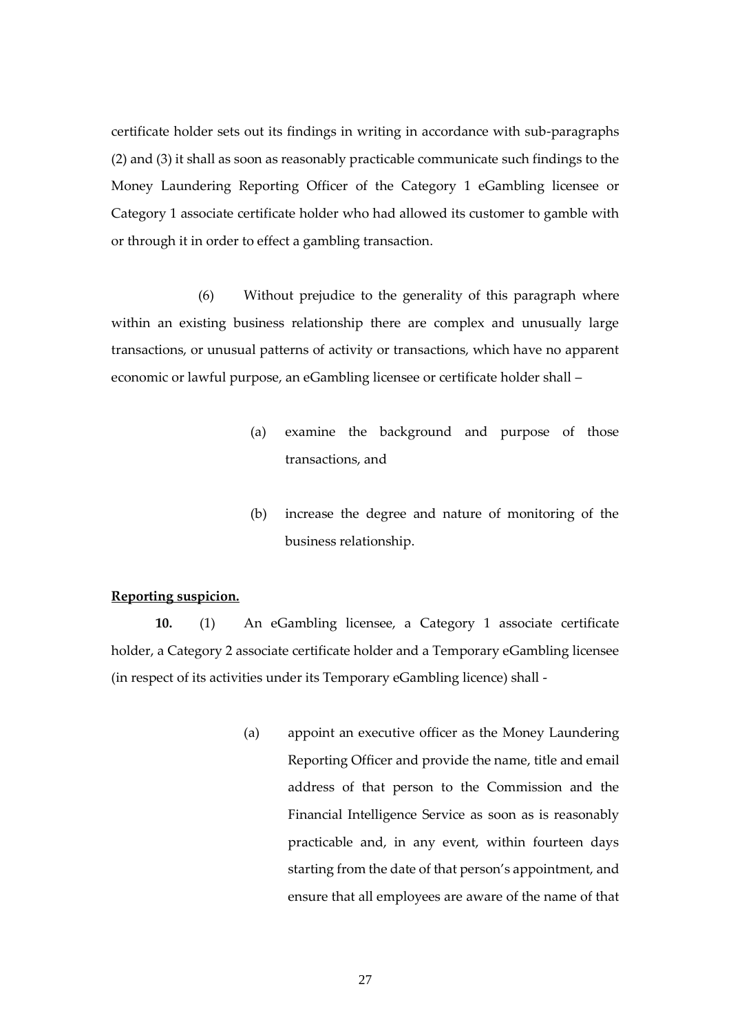certificate holder sets out its findings in writing in accordance with sub-paragraphs (2) and (3) it shall as soon as reasonably practicable communicate such findings to the Money Laundering Reporting Officer of the Category 1 eGambling licensee or Category 1 associate certificate holder who had allowed its customer to gamble with or through it in order to effect a gambling transaction.

(6) Without prejudice to the generality of this paragraph where within an existing business relationship there are complex and unusually large transactions, or unusual patterns of activity or transactions, which have no apparent economic or lawful purpose, an eGambling licensee or certificate holder shall –

(a) examine the background and purpose of those transactions, and

(b) increase the degree and nature of monitoring of the business relationship.

**Reporting suspicion.**

**10.** (1) An eGambling licensee, a Category 1 associate certificate holder, a Category 2 associate certificate holder and a Temporary eGambling licensee (in respect of its activities under its Temporary eGambling licence) shall -

(a) appoint an executive officer as the Money Laundering Reporting Officer and provide the name, title and email address of that person to the Commission and the Financial Intelligence Service as soon as is reasonably practicable and, in any event, within fourteen days starting from the date of that person's appointment, and ensure that all employees are aware of the name of that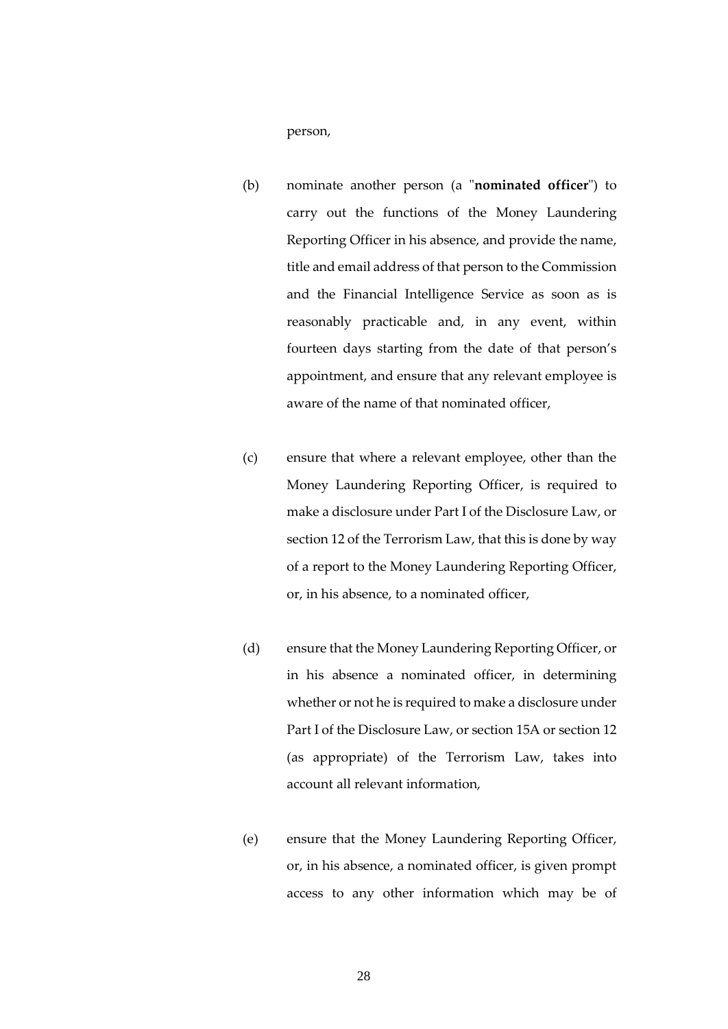person,

(b) nominate another person (a "**nominated officer**") to carry out the functions of the Money Laundering Reporting Officer in his absence, and provide the name, title and email address of that person to the Commission and the Financial Intelligence Service as soon as is reasonably practicable and, in any event, within fourteen days starting from the date of that person's appointment, and ensure that any relevant employee is aware of the name of that nominated officer,

(c) ensure that where a relevant employee, other than the Money Laundering Reporting Officer, is required to make a disclosure under Part I of the Disclosure Law, or section 12 of the Terrorism Law, that this is done by way of a report to the Money Laundering Reporting Officer, or, in his absence, to a nominated officer,

(d) ensure that the Money Laundering Reporting Officer, or in his absence a nominated officer, in determining whether or not he is required to make a disclosure under Part I of the Disclosure Law, or section 15A or section 12 (as appropriate) of the Terrorism Law, takes into account all relevant information,

(e) ensure that the Money Laundering Reporting Officer, or, in his absence, a nominated officer, is given prompt access to any other information which may be of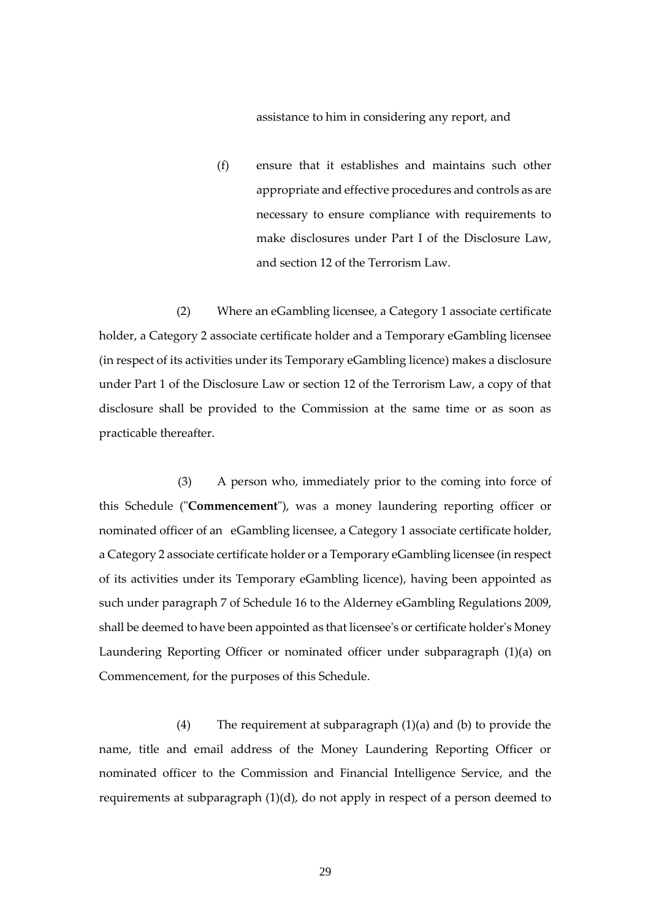assistance to him in considering any report, and

(f) ensure that it establishes and maintains such other appropriate and effective procedures and controls as are necessary to ensure compliance with requirements to make disclosures under Part I of the Disclosure Law, and section 12 of the Terrorism Law.

(2) Where an eGambling licensee, a Category 1 associate certificate holder, a Category 2 associate certificate holder and a Temporary eGambling licensee (in respect of its activities under its Temporary eGambling licence) makes a disclosure under Part 1 of the Disclosure Law or section 12 of the Terrorism Law, a copy of that disclosure shall be provided to the Commission at the same time or as soon as practicable thereafter.

(3) A person who, immediately prior to the coming into force of this Schedule ("**Commencement**"), was a money laundering reporting officer or nominated officer of an eGambling licensee, a Category 1 associate certificate holder, a Category 2 associate certificate holder or a Temporary eGambling licensee (in respect of its activities under its Temporary eGambling licence), having been appointed as such under paragraph 7 of Schedule 16 to the Alderney eGambling Regulations 2009, shall be deemed to have been appointed as that licensee's or certificate holder's Money Laundering Reporting Officer or nominated officer under subparagraph (1)(a) on Commencement, for the purposes of this Schedule.

(4) The requirement at subparagraph (1)(a) and (b) to provide the name, title and email address of the Money Laundering Reporting Officer or nominated officer to the Commission and Financial Intelligence Service, and the requirements at subparagraph (1)(d), do not apply in respect of a person deemed to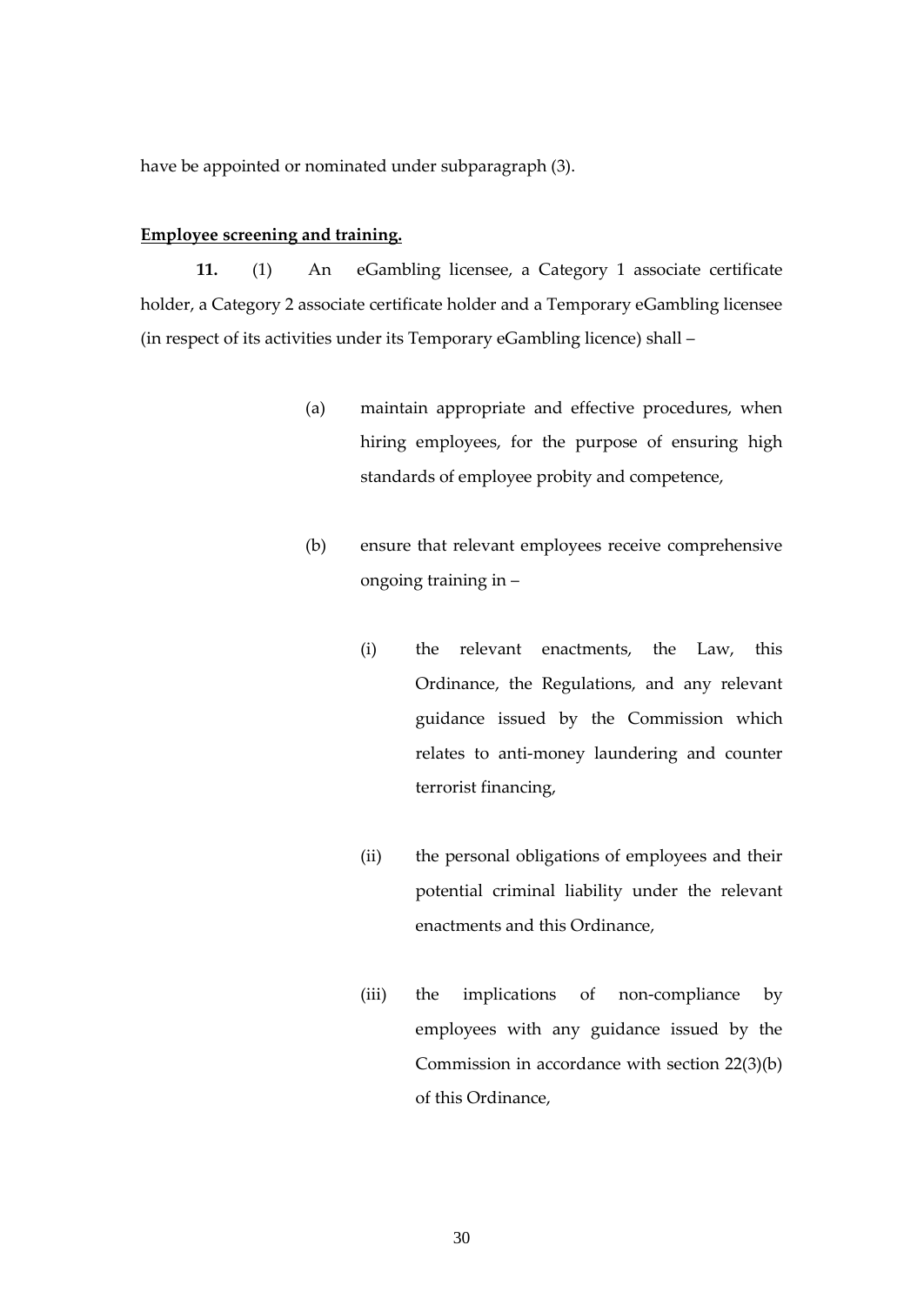have be appointed or nominated under subparagraph (3).

**Employee screening and training.**

**11.** (1) An eGambling licensee, a Category 1 associate certificate holder, a Category 2 associate certificate holder and a Temporary eGambling licensee (in respect of its activities under its Temporary eGambling licence) shall –

(a) maintain appropriate and effective procedures, when hiring employees, for the purpose of ensuring high standards of employee probity and competence,

(b) ensure that relevant employees receive comprehensive ongoing training in –

(i) the relevant enactments, the Law, this Ordinance, the Regulations, and any relevant guidance issued by the Commission which relates to anti-money laundering and counter terrorist financing,

(ii) the personal obligations of employees and their potential criminal liability under the relevant enactments and this Ordinance,

(iii) the implications of non-compliance by employees with any guidance issued by the Commission in accordance with section 22(3)(b) of this Ordinance,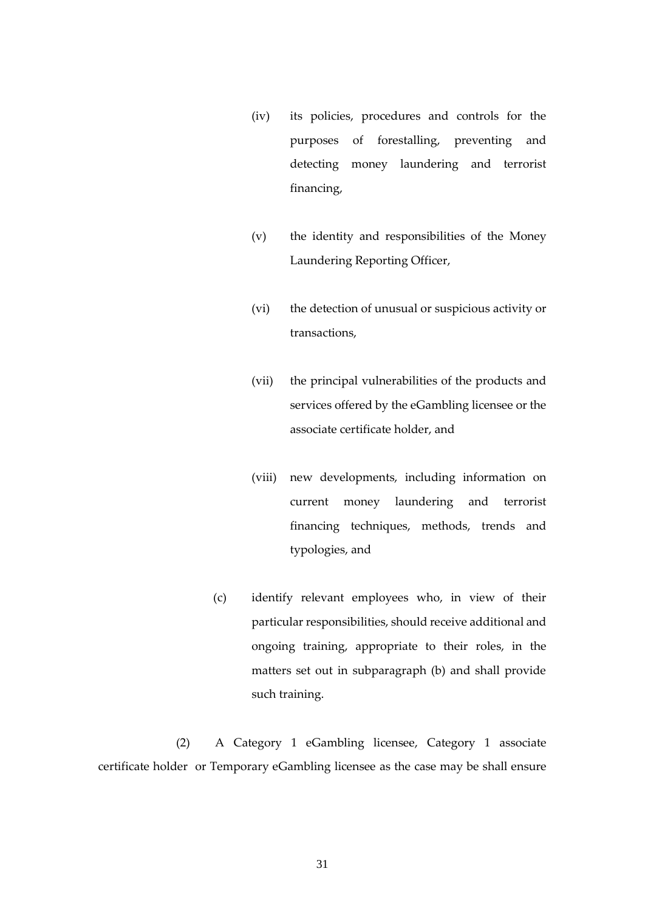(iv) its policies, procedures and controls for the purposes of forestalling, preventing and detecting money laundering and terrorist financing,

(v) the identity and responsibilities of the Money Laundering Reporting Officer,

(vi) the detection of unusual or suspicious activity or transactions,

(vii) the principal vulnerabilities of the products and services offered by the eGambling licensee or the associate certificate holder, and

(viii) new developments, including information on current money laundering and terrorist financing techniques, methods, trends and typologies, and

(c) identify relevant employees who, in view of their particular responsibilities, should receive additional and ongoing training, appropriate to their roles, in the matters set out in subparagraph (b) and shall provide such training.

(2) A Category 1 eGambling licensee, Category 1 associate certificate holder or Temporary eGambling licensee as the case may be shall ensure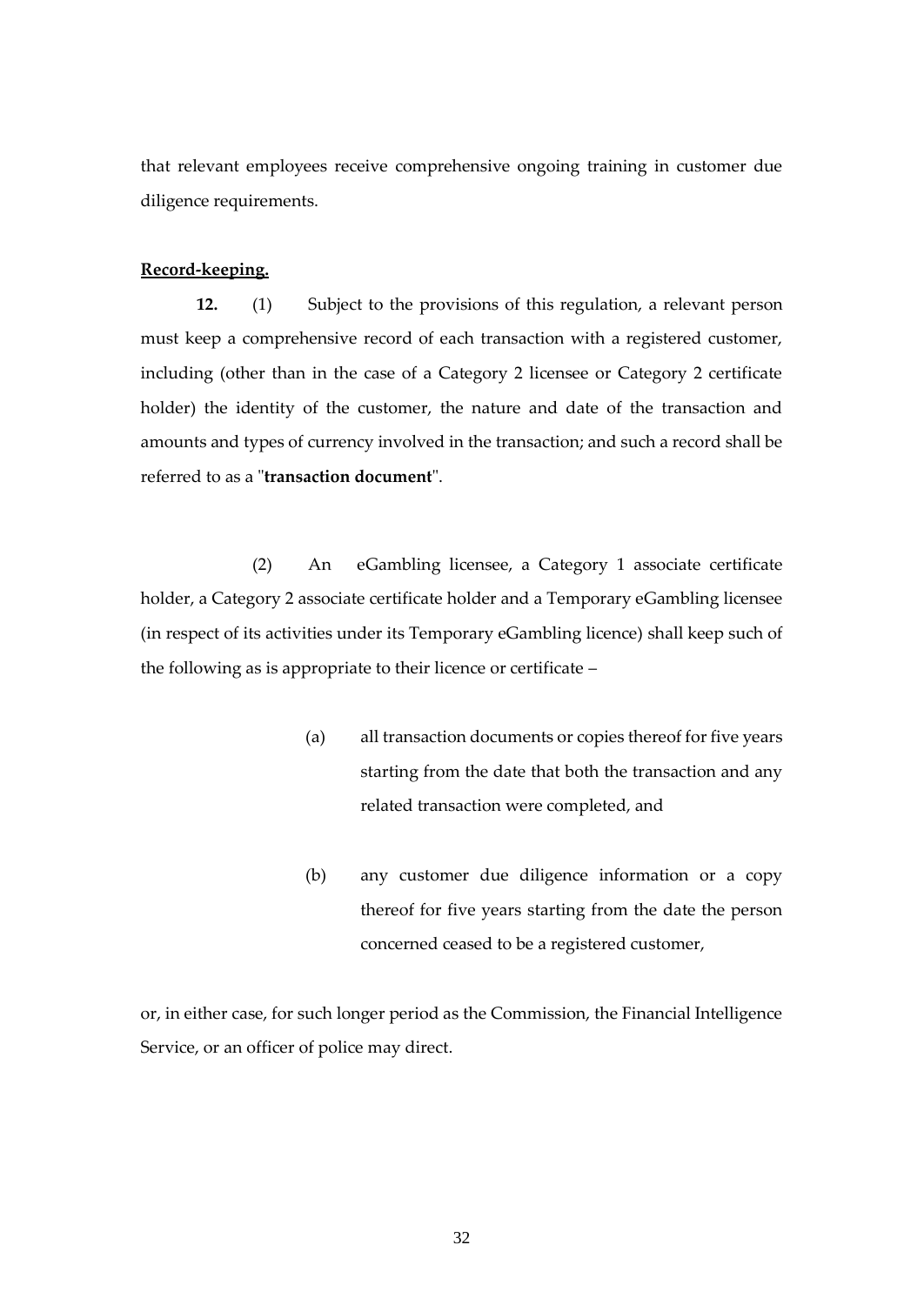that relevant employees receive comprehensive ongoing training in customer due diligence requirements.

**Record-keeping.**

**12.** (1) Subject to the provisions of this regulation, a relevant person must keep a comprehensive record of each transaction with a registered customer, including (other than in the case of a Category 2 licensee or Category 2 certificate holder) the identity of the customer, the nature and date of the transaction and amounts and types of currency involved in the transaction; and such a record shall be referred to as a "**transaction document**".

(2) An eGambling licensee, a Category 1 associate certificate holder, a Category 2 associate certificate holder and a Temporary eGambling licensee (in respect of its activities under its Temporary eGambling licence) shall keep such of the following as is appropriate to their licence or certificate –

(a) all transaction documents or copies thereof for five years starting from the date that both the transaction and any related transaction were completed, and

(b) any customer due diligence information or a copy thereof for five years starting from the date the person concerned ceased to be a registered customer,

or, in either case, for such longer period as the Commission, the Financial Intelligence Service, or an officer of police may direct.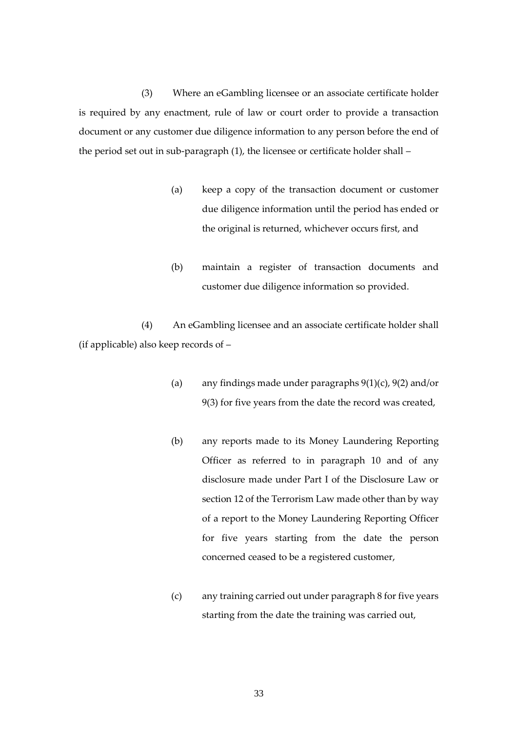(3) Where an eGambling licensee or an associate certificate holder is required by any enactment, rule of law or court order to provide a transaction document or any customer due diligence information to any person before the end of the period set out in sub-paragraph (1), the licensee or certificate holder shall –

(a) keep a copy of the transaction document or customer due diligence information until the period has ended or the original is returned, whichever occurs first, and

(b) maintain a register of transaction documents and customer due diligence information so provided.

(4) An eGambling licensee and an associate certificate holder shall (if applicable) also keep records of –

(a) any findings made under paragraphs 9(1)(c), 9(2) and/or 9(3) for five years from the date the record was created,

(b) any reports made to its Money Laundering Reporting Officer as referred to in paragraph 10 and of any disclosure made under Part I of the Disclosure Law or section 12 of the Terrorism Law made other than by way of a report to the Money Laundering Reporting Officer for five years starting from the date the person concerned ceased to be a registered customer,

(c) any training carried out under paragraph 8 for five years starting from the date the training was carried out,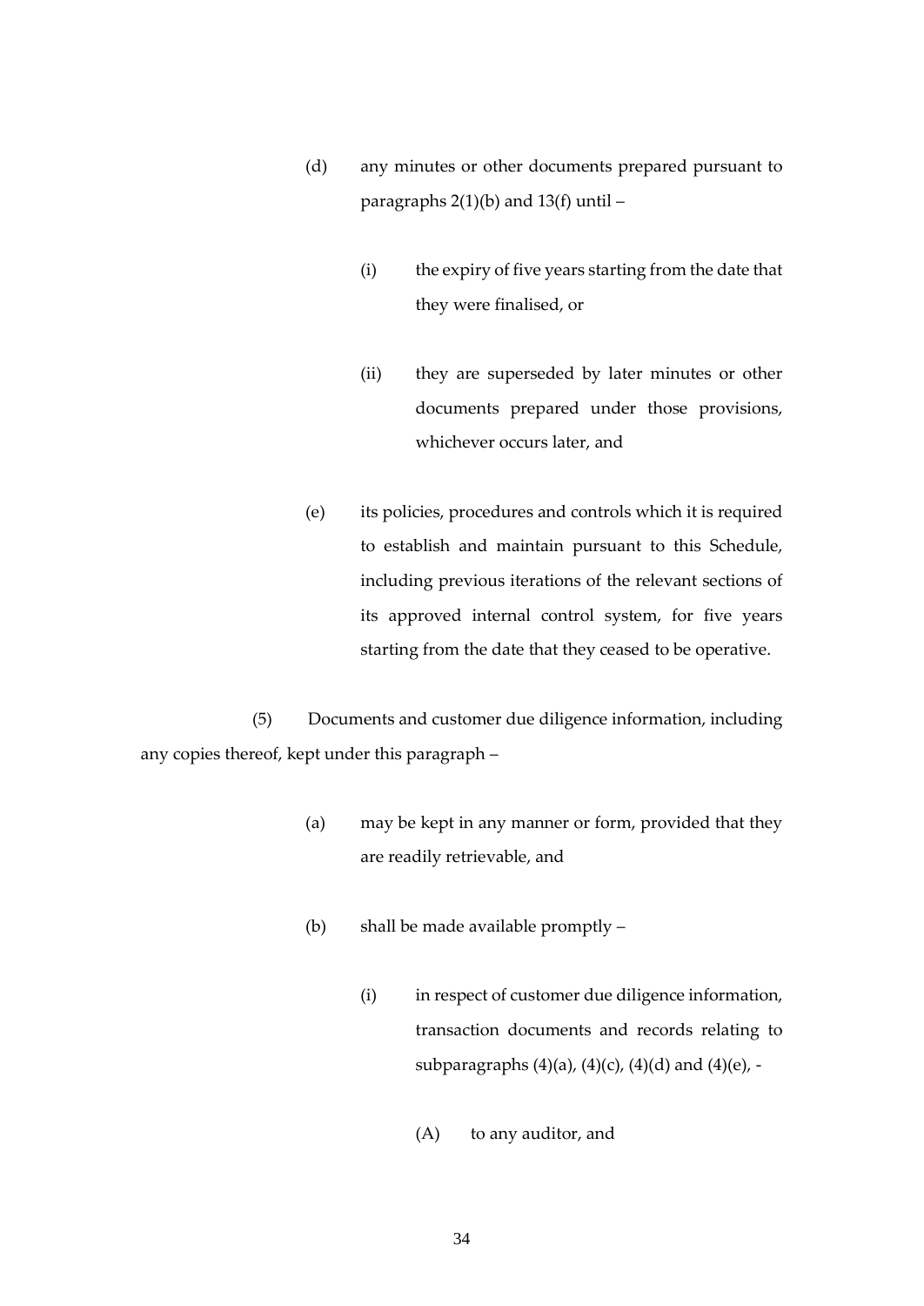(d) any minutes or other documents prepared pursuant to paragraphs 2(1)(b) and 13(f) until –

(i) the expiry of five years starting from the date that they were finalised, or

(ii) they are superseded by later minutes or other documents prepared under those provisions, whichever occurs later, and

(e) its policies, procedures and controls which it is required to establish and maintain pursuant to this Schedule, including previous iterations of the relevant sections of its approved internal control system, for five years starting from the date that they ceased to be operative.

(5) Documents and customer due diligence information, including any copies thereof, kept under this paragraph –

(a) may be kept in any manner or form, provided that they are readily retrievable, and

(b) shall be made available promptly –

(i) in respect of customer due diligence information, transaction documents and records relating to subparagraphs (4)(a), (4)(c), (4)(d) and (4)(e), -

(A) to any auditor, and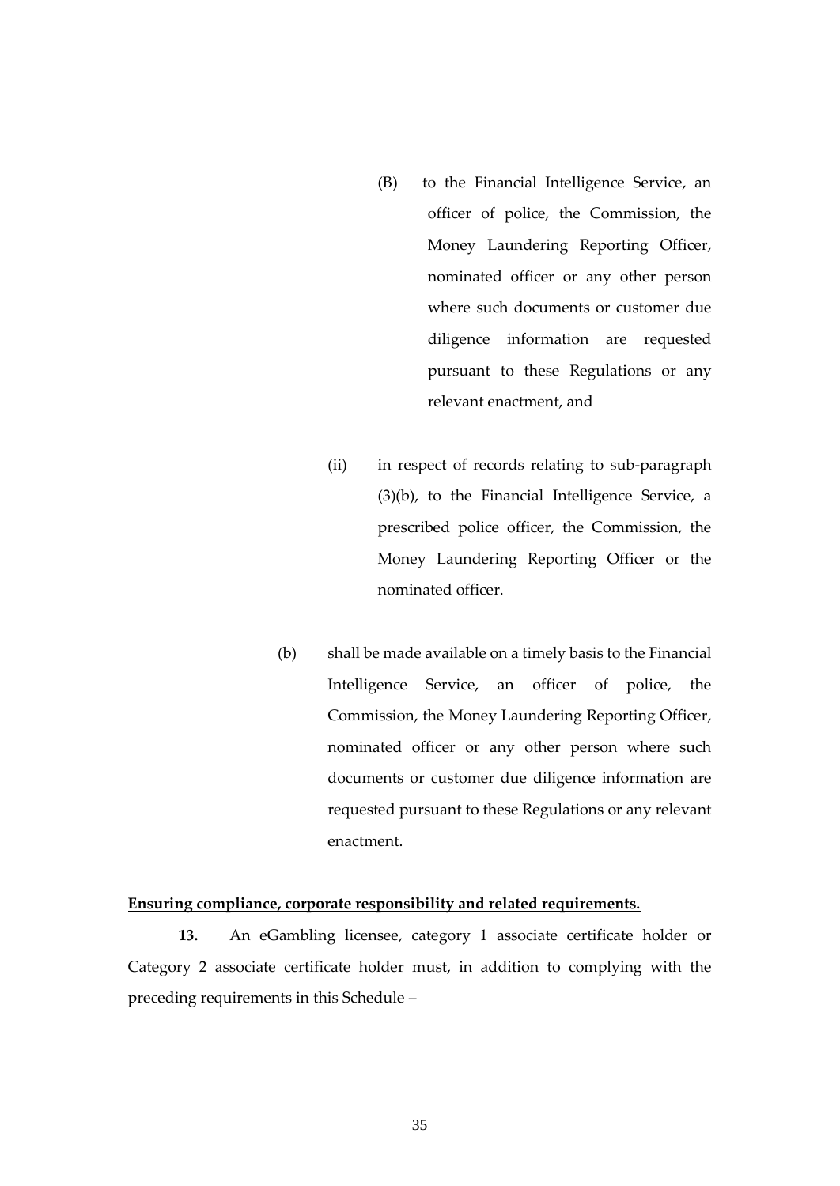(B) to the Financial Intelligence Service, an officer of police, the Commission, the Money Laundering Reporting Officer, nominated officer or any other person where such documents or customer due diligence information are requested pursuant to these Regulations or any relevant enactment, and

(ii) in respect of records relating to sub-paragraph (3)(b), to the Financial Intelligence Service, a prescribed police officer, the Commission, the Money Laundering Reporting Officer or the nominated officer.

(b) shall be made available on a timely basis to the Financial Intelligence Service, an officer of police, the Commission, the Money Laundering Reporting Officer, nominated officer or any other person where such documents or customer due diligence information are requested pursuant to these Regulations or any relevant enactment.

**Ensuring compliance, corporate responsibility and related requirements.**

**13.** An eGambling licensee, category 1 associate certificate holder or Category 2 associate certificate holder must, in addition to complying with the preceding requirements in this Schedule –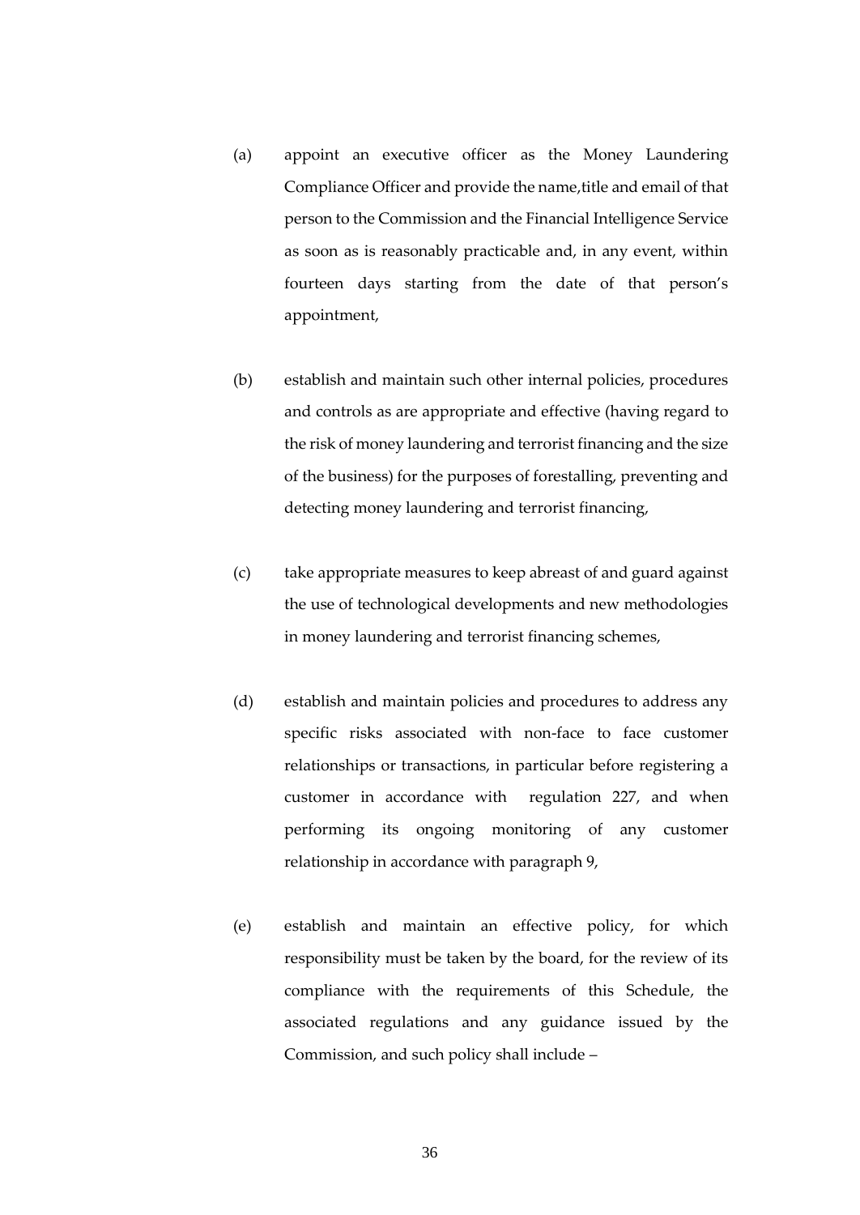(a) appoint an executive officer as the Money Laundering Compliance Officer and provide the name,title and email of that person to the Commission and the Financial Intelligence Service as soon as is reasonably practicable and, in any event, within fourteen days starting from the date of that person's appointment,

(b) establish and maintain such other internal policies, procedures and controls as are appropriate and effective (having regard to the risk of money laundering and terrorist financing and the size of the business) for the purposes of forestalling, preventing and detecting money laundering and terrorist financing,

(c) take appropriate measures to keep abreast of and guard against the use of technological developments and new methodologies in money laundering and terrorist financing schemes,

(d) establish and maintain policies and procedures to address any specific risks associated with non-face to face customer relationships or transactions, in particular before registering a customer in accordance with regulation 227, and when performing its ongoing monitoring of any customer relationship in accordance with paragraph 9,

(e) establish and maintain an effective policy, for which responsibility must be taken by the board, for the review of its compliance with the requirements of this Schedule, the associated regulations and any guidance issued by the Commission, and such policy shall include –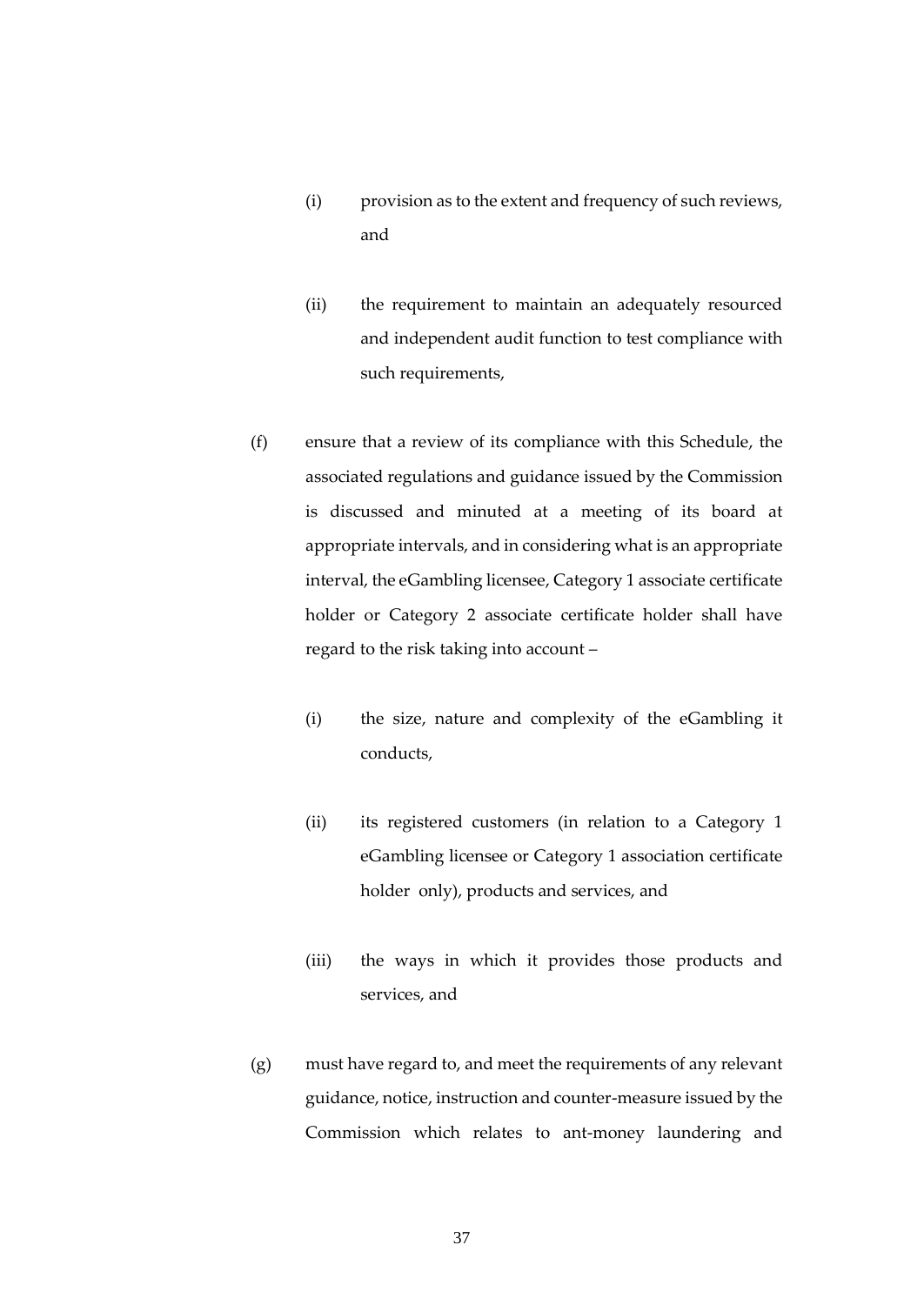(i) provision as to the extent and frequency of such reviews, and

(ii) the requirement to maintain an adequately resourced and independent audit function to test compliance with such requirements,

(f) ensure that a review of its compliance with this Schedule, the associated regulations and guidance issued by the Commission is discussed and minuted at a meeting of its board at appropriate intervals, and in considering what is an appropriate interval, the eGambling licensee, Category 1 associate certificate holder or Category 2 associate certificate holder shall have regard to the risk taking into account –

(i) the size, nature and complexity of the eGambling it conducts,

(ii) its registered customers (in relation to a Category 1 eGambling licensee or Category 1 association certificate holder only), products and services, and

(iii) the ways in which it provides those products and services, and

(g) must have regard to, and meet the requirements of any relevant guidance, notice, instruction and counter-measure issued by the Commission which relates to ant-money laundering and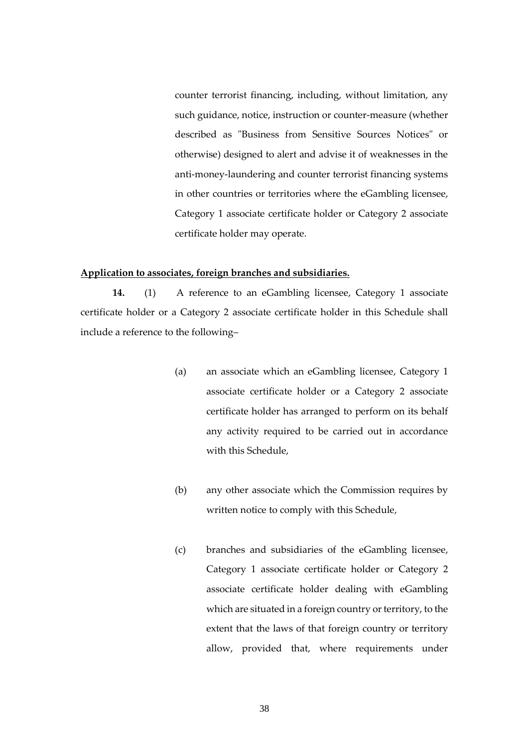counter terrorist financing, including, without limitation, any such guidance, notice, instruction or counter-measure (whether described as "Business from Sensitive Sources Notices" or otherwise) designed to alert and advise it of weaknesses in the anti-money-laundering and counter terrorist financing systems in other countries or territories where the eGambling licensee, Category 1 associate certificate holder or Category 2 associate certificate holder may operate.

**Application to associates, foreign branches and subsidiaries.**

**14.** (1) A reference to an eGambling licensee, Category 1 associate certificate holder or a Category 2 associate certificate holder in this Schedule shall include a reference to the following–

(a) an associate which an eGambling licensee, Category 1 associate certificate holder or a Category 2 associate certificate holder has arranged to perform on its behalf any activity required to be carried out in accordance with this Schedule,

(b) any other associate which the Commission requires by written notice to comply with this Schedule,

(c) branches and subsidiaries of the eGambling licensee, Category 1 associate certificate holder or Category 2 associate certificate holder dealing with eGambling which are situated in a foreign country or territory, to the extent that the laws of that foreign country or territory allow, provided that, where requirements under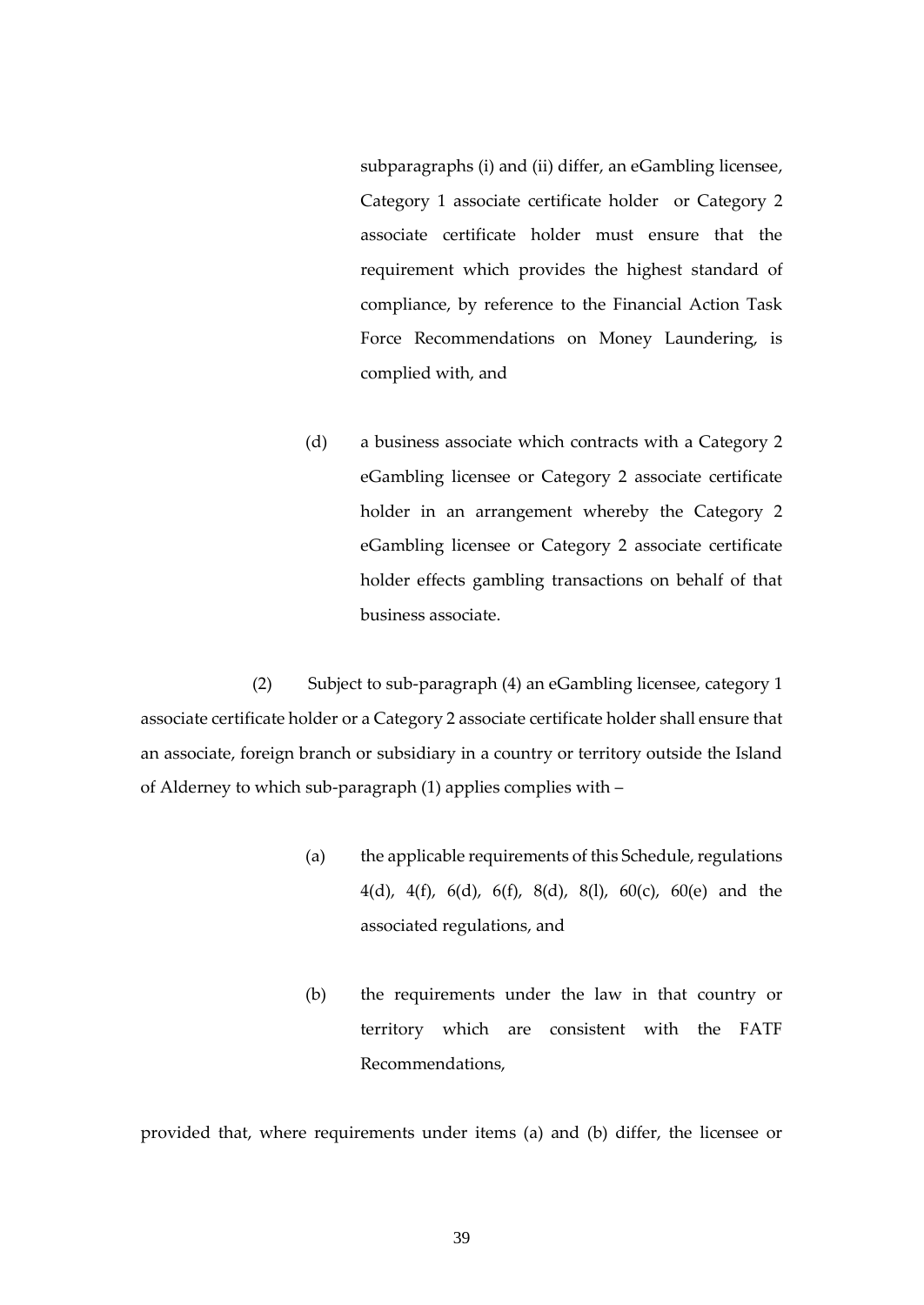subparagraphs (i) and (ii) differ, an eGambling licensee, Category 1 associate certificate holder or Category 2 associate certificate holder must ensure that the requirement which provides the highest standard of compliance, by reference to the Financial Action Task Force Recommendations on Money Laundering, is complied with, and

(d) a business associate which contracts with a Category 2 eGambling licensee or Category 2 associate certificate holder in an arrangement whereby the Category 2 eGambling licensee or Category 2 associate certificate holder effects gambling transactions on behalf of that business associate.

(2) Subject to sub-paragraph (4) an eGambling licensee, category 1 associate certificate holder or a Category 2 associate certificate holder shall ensure that an associate, foreign branch or subsidiary in a country or territory outside the Island of Alderney to which sub-paragraph (1) applies complies with –

(a) the applicable requirements of this Schedule, regulations 4(d), 4(f), 6(d), 6(f), 8(d), 8(l), 60(c), 60(e) and the associated regulations, and

(b) the requirements under the law in that country or territory which are consistent with the FATF Recommendations,

provided that, where requirements under items (a) and (b) differ, the licensee or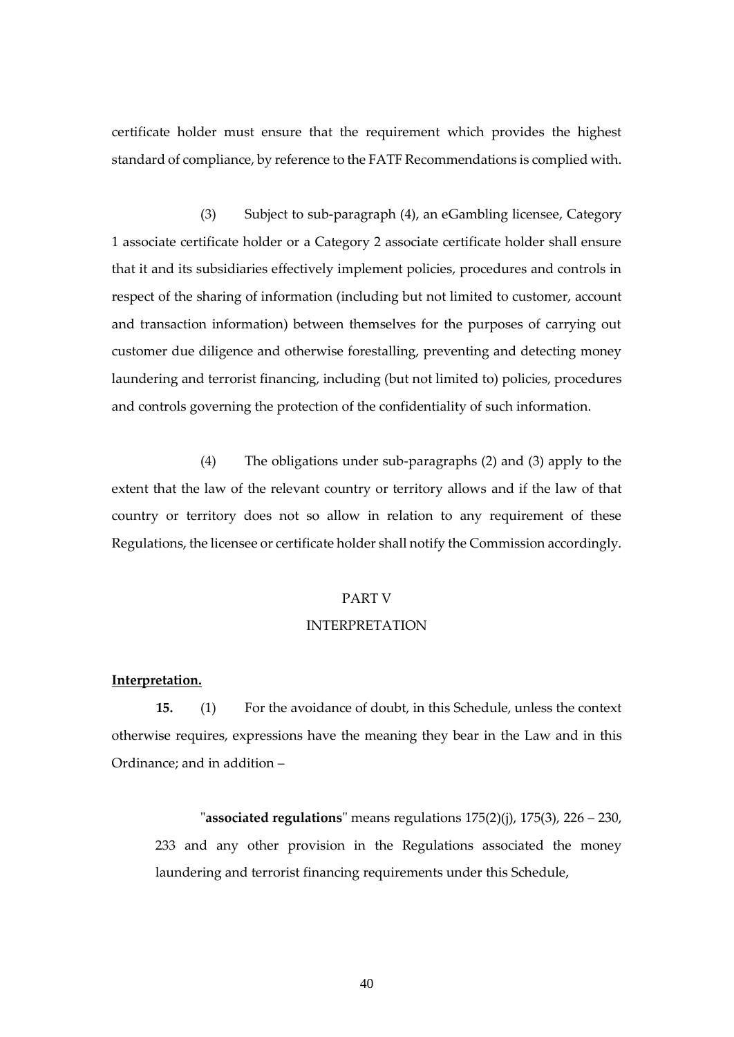certificate holder must ensure that the requirement which provides the highest standard of compliance, by reference to the FATF Recommendations is complied with.

(3) Subject to sub-paragraph (4), an eGambling licensee, Category 1 associate certificate holder or a Category 2 associate certificate holder shall ensure that it and its subsidiaries effectively implement policies, procedures and controls in respect of the sharing of information (including but not limited to customer, account and transaction information) between themselves for the purposes of carrying out customer due diligence and otherwise forestalling, preventing and detecting money laundering and terrorist financing, including (but not limited to) policies, procedures and controls governing the protection of the confidentiality of such information.

(4) The obligations under sub-paragraphs (2) and (3) apply to the extent that the law of the relevant country or territory allows and if the law of that country or territory does not so allow in relation to any requirement of these Regulations, the licensee or certificate holder shall notify the Commission accordingly.

## PART V

## INTERPRETATION

**Interpretation.**

**15.** (1) For the avoidance of doubt, in this Schedule, unless the context otherwise requires, expressions have the meaning they bear in the Law and in this Ordinance; and in addition –

"**associated regulations**" means regulations 175(2)(j), 175(3), 226 – 230, 233 and any other provision in the Regulations associated the money laundering and terrorist financing requirements under this Schedule,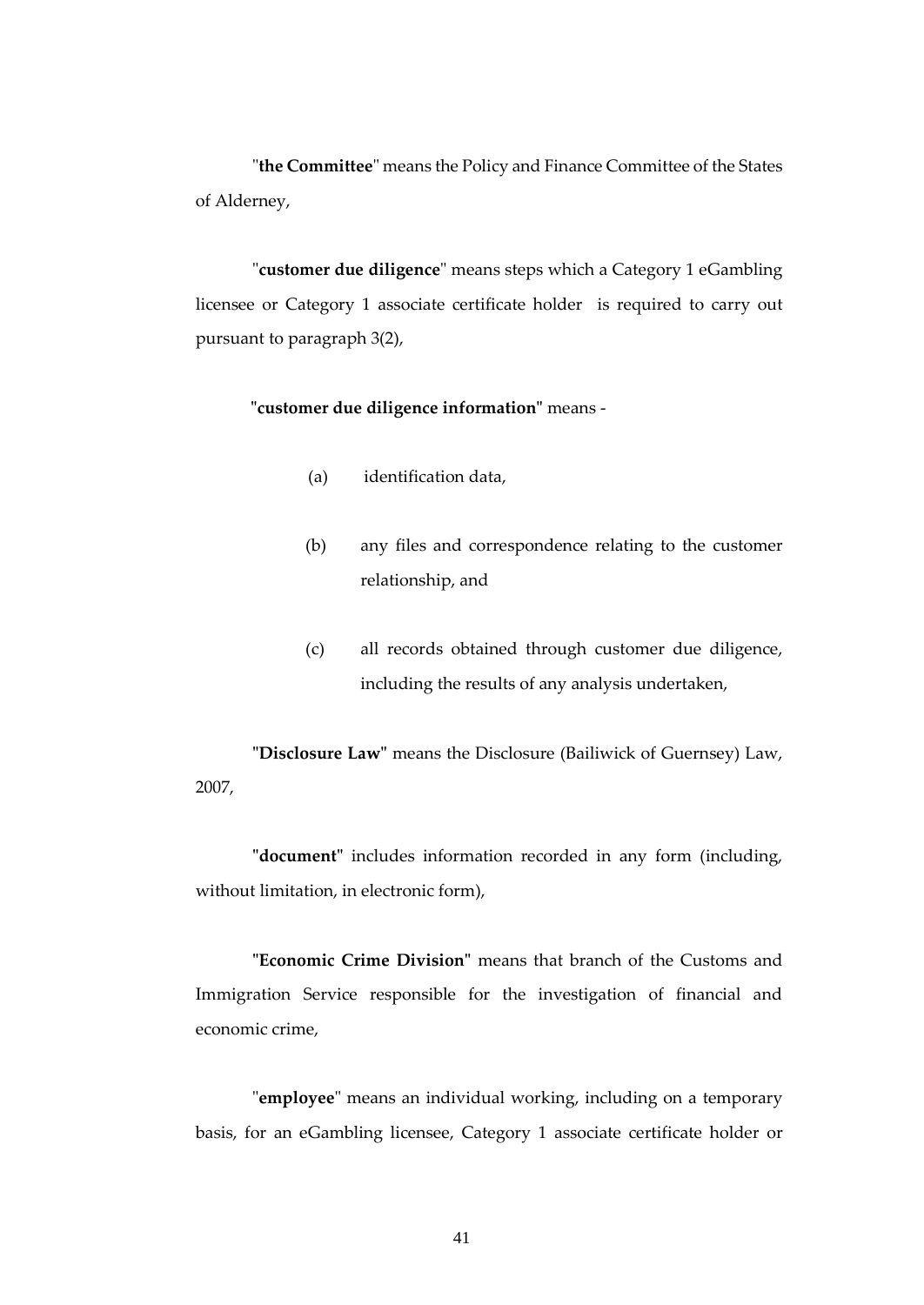"**the Committee**" means the Policy and Finance Committee of the States of Alderney,

"**customer due diligence**" means steps which a Category 1 eGambling licensee or Category 1 associate certificate holder is required to carry out pursuant to paragraph 3(2),

"**customer due diligence information**" means -

(a) identification data,

(b) any files and correspondence relating to the customer relationship, and

(c) all records obtained through customer due diligence, including the results of any analysis undertaken,

"**Disclosure Law**" means the Disclosure (Bailiwick of Guernsey) Law, 2007,

"**document**" includes information recorded in any form (including, without limitation, in electronic form),

"**Economic Crime Division**" means that branch of the Customs and Immigration Service responsible for the investigation of financial and economic crime,

"**employee**" means an individual working, including on a temporary basis, for an eGambling licensee, Category 1 associate certificate holder or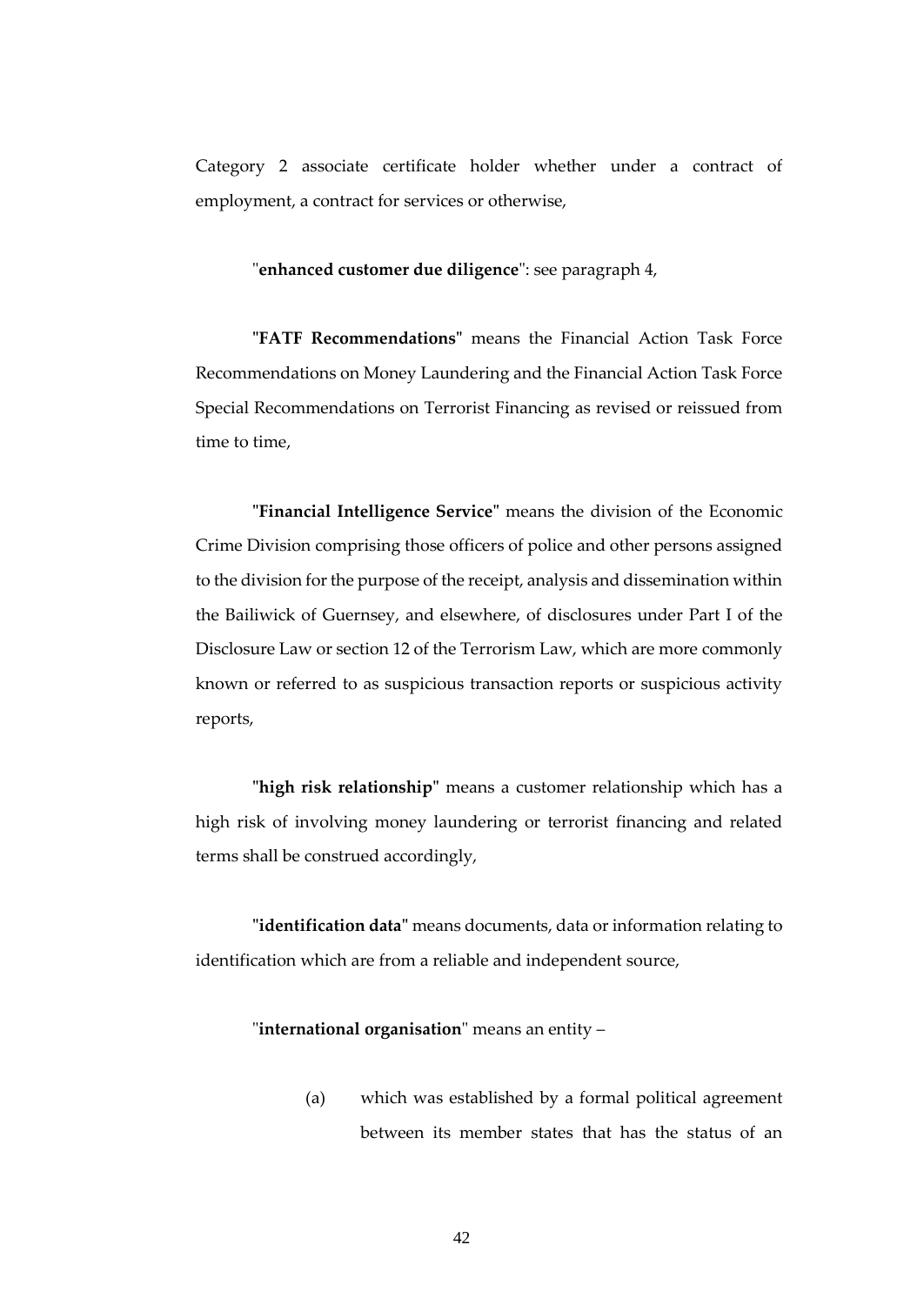Category 2 associate certificate holder whether under a contract of employment, a contract for services or otherwise,

"**enhanced customer due diligence**": see paragraph 4,

"**FATF Recommendations**" means the Financial Action Task Force Recommendations on Money Laundering and the Financial Action Task Force Special Recommendations on Terrorist Financing as revised or reissued from time to time,

"**Financial Intelligence Service**" means the division of the Economic Crime Division comprising those officers of police and other persons assigned to the division for the purpose of the receipt, analysis and dissemination within the Bailiwick of Guernsey, and elsewhere, of disclosures under Part I of the Disclosure Law or section 12 of the Terrorism Law, which are more commonly known or referred to as suspicious transaction reports or suspicious activity reports,

"**high risk relationship**" means a customer relationship which has a high risk of involving money laundering or terrorist financing and related terms shall be construed accordingly,

"**identification data**" means documents, data or information relating to identification which are from a reliable and independent source,

"**international organisation**" means an entity –

(a) which was established by a formal political agreement between its member states that has the status of an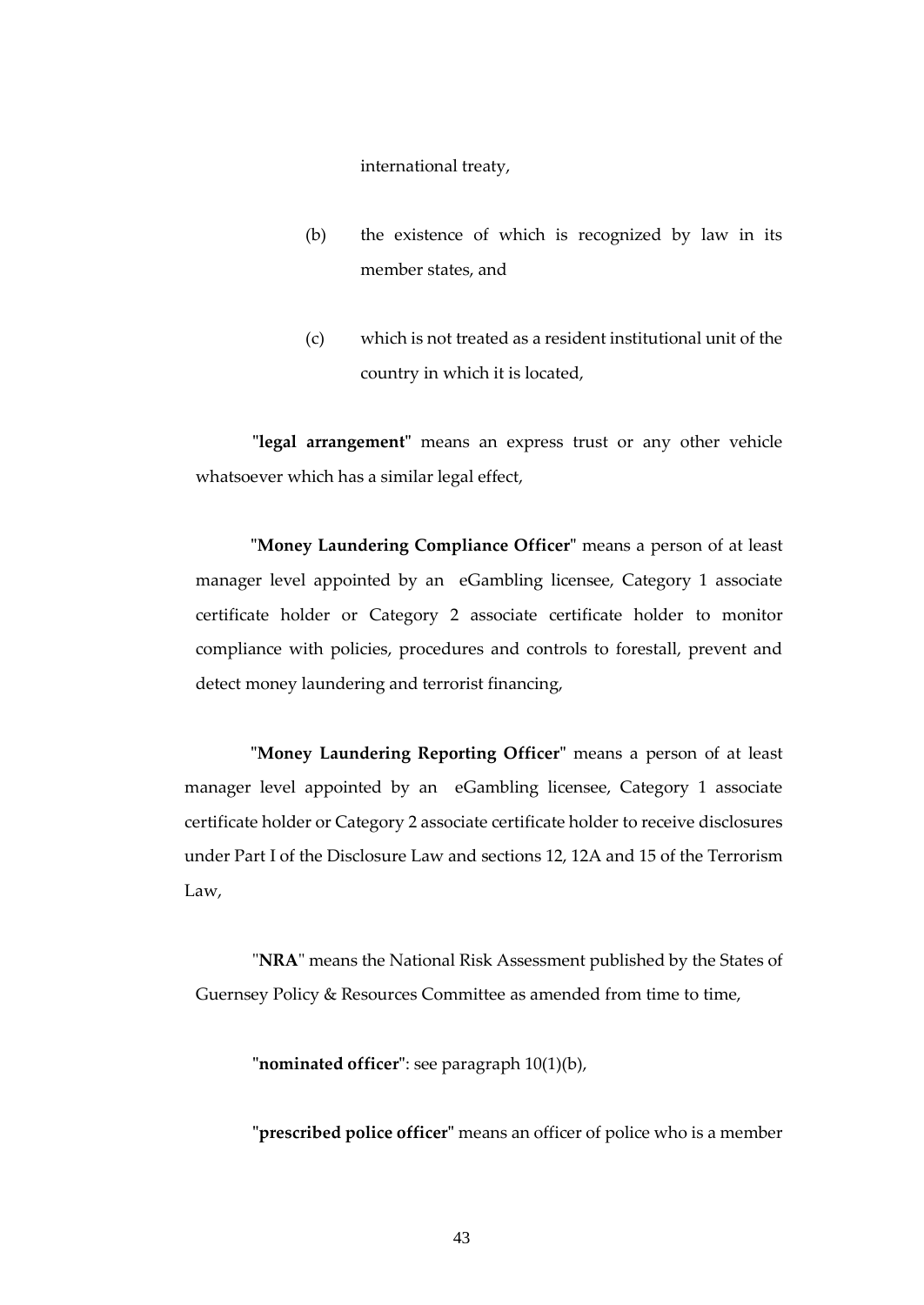international treaty,

(b) the existence of which is recognized by law in its member states, and

(c) which is not treated as a resident institutional unit of the country in which it is located,

"**legal arrangement**" means an express trust or any other vehicle whatsoever which has a similar legal effect,

"**Money Laundering Compliance Officer**" means a person of at least manager level appointed by an eGambling licensee, Category 1 associate certificate holder or Category 2 associate certificate holder to monitor compliance with policies, procedures and controls to forestall, prevent and detect money laundering and terrorist financing,

"**Money Laundering Reporting Officer**" means a person of at least manager level appointed by an eGambling licensee, Category 1 associate certificate holder or Category 2 associate certificate holder to receive disclosures under Part I of the Disclosure Law and sections 12, 12A and 15 of the Terrorism Law,

"**NRA**" means the National Risk Assessment published by the States of Guernsey Policy & Resources Committee as amended from time to time,

"**nominated officer**": see paragraph 10(1)(b),

"**prescribed police officer**" means an officer of police who is a member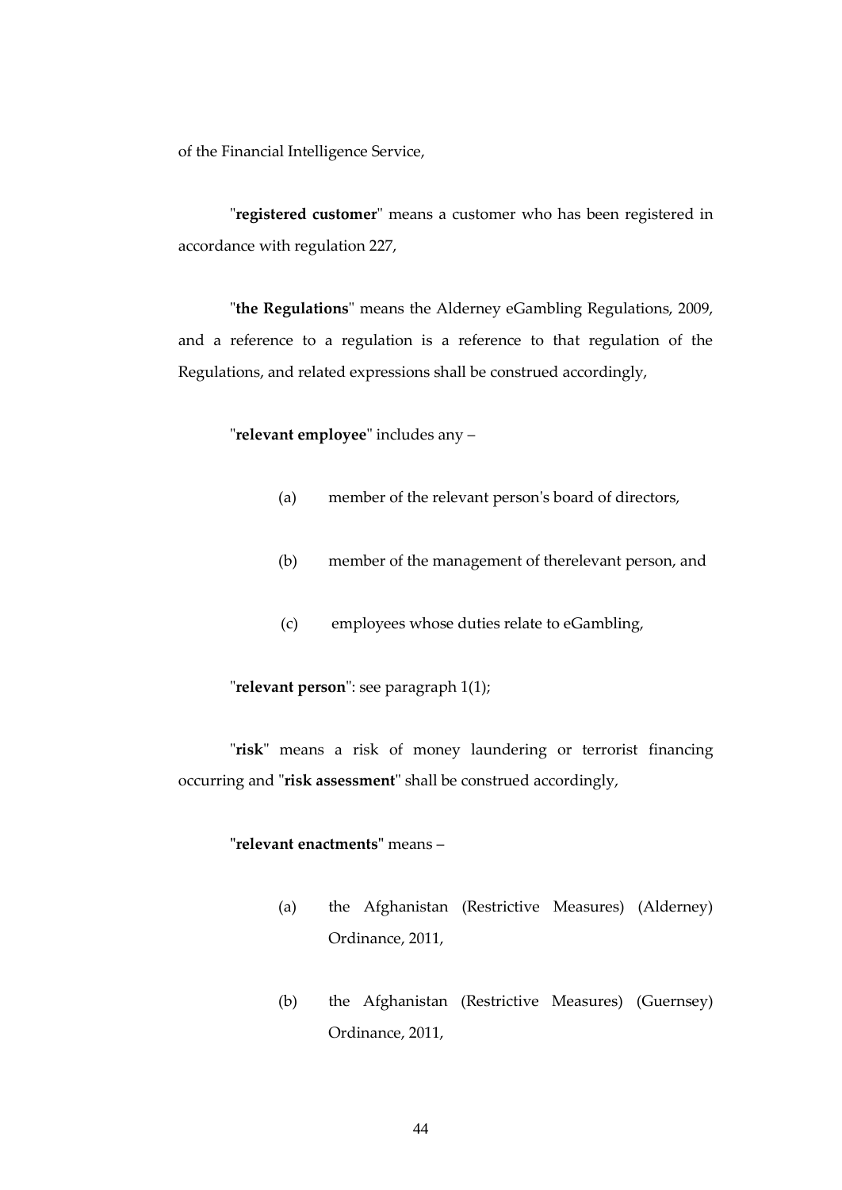of the Financial Intelligence Service,

"**registered customer**" means a customer who has been registered in accordance with regulation 227,

"**the Regulations**" means the Alderney eGambling Regulations, 2009, and a reference to a regulation is a reference to that regulation of the Regulations, and related expressions shall be construed accordingly,

"**relevant employee**" includes any –

(a) member of the relevant person's board of directors,

(b) member of the management of therelevant person, and

(c) employees whose duties relate to eGambling,

"**relevant person**": see paragraph 1(1);

"**risk**" means a risk of money laundering or terrorist financing occurring and "**risk assessment**" shall be construed accordingly,

**"relevant enactments"** means –

(a) the Afghanistan (Restrictive Measures) (Alderney) Ordinance, 2011,

(b) the Afghanistan (Restrictive Measures) (Guernsey) Ordinance, 2011,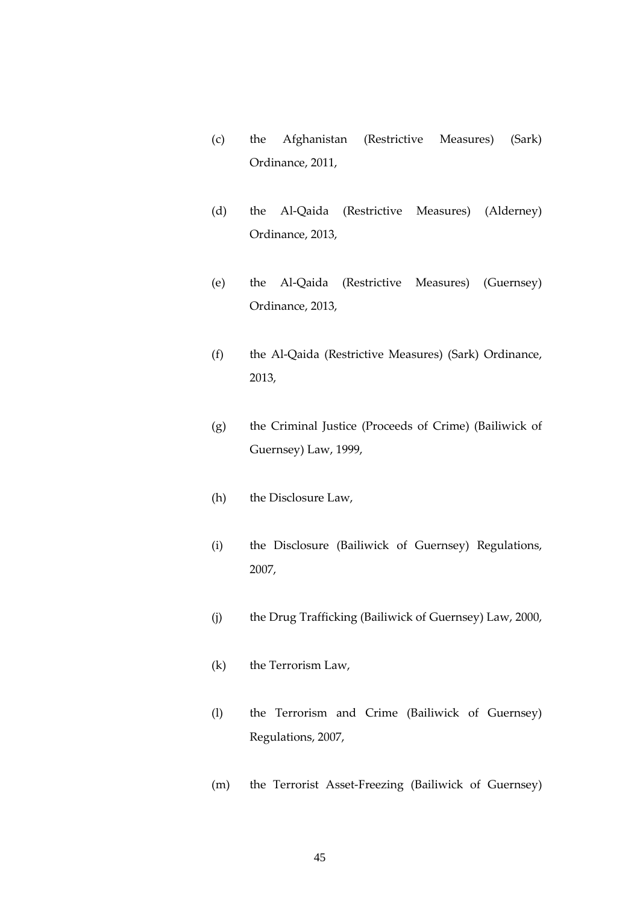(c) the Afghanistan (Restrictive Measures) (Sark) Ordinance, 2011,

(d) the Al-Qaida (Restrictive Measures) (Alderney) Ordinance, 2013,

(e) the Al-Qaida (Restrictive Measures) (Guernsey) Ordinance, 2013,

(f) the Al-Qaida (Restrictive Measures) (Sark) Ordinance, 2013,

(g) the Criminal Justice (Proceeds of Crime) (Bailiwick of Guernsey) Law, 1999,

(h) the Disclosure Law,

(i) the Disclosure (Bailiwick of Guernsey) Regulations, 2007,

(j) the Drug Trafficking (Bailiwick of Guernsey) Law, 2000,

(k) the Terrorism Law,

(l) the Terrorism and Crime (Bailiwick of Guernsey) Regulations, 2007,

(m) the Terrorist Asset-Freezing (Bailiwick of Guernsey)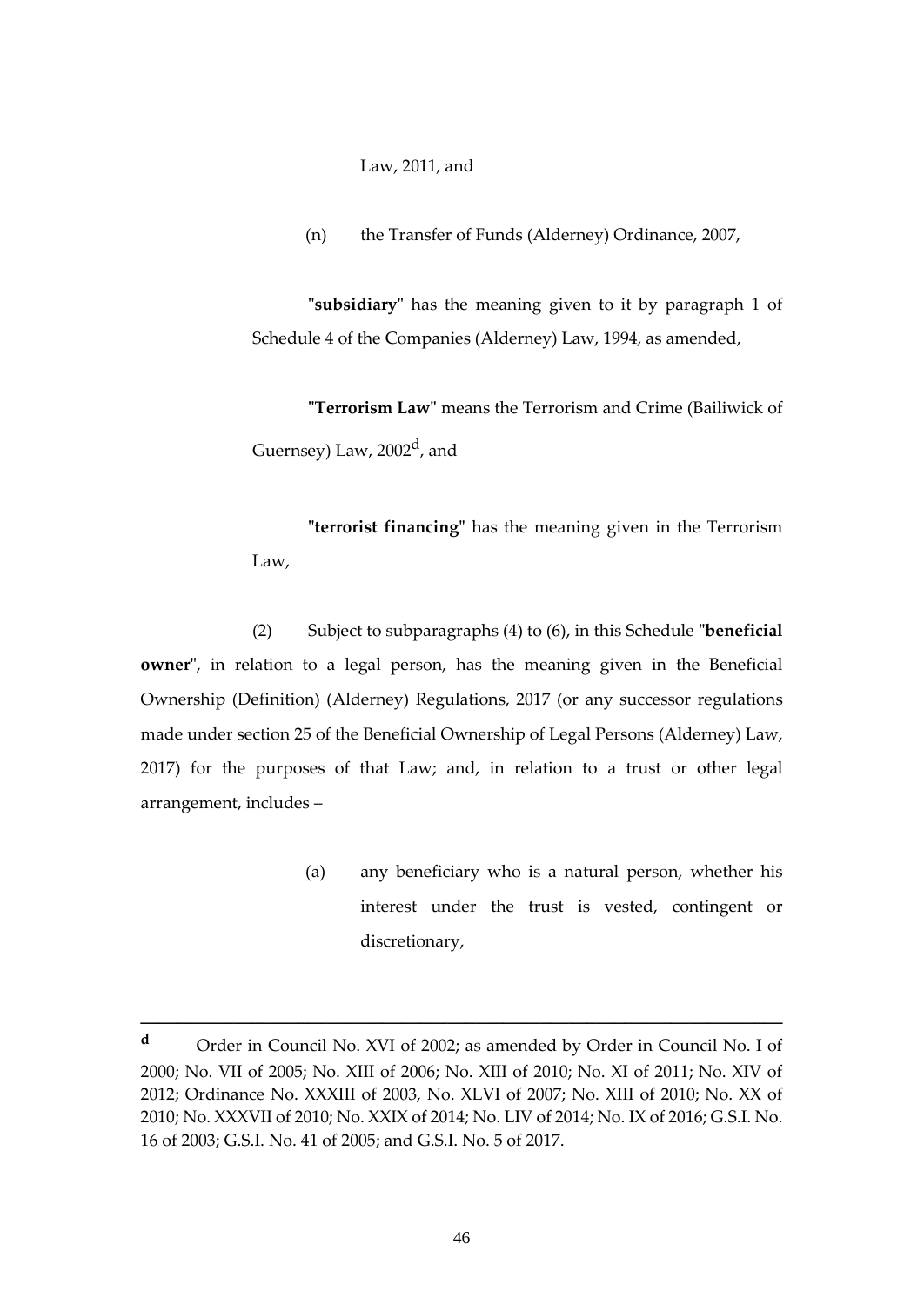Law, 2011, and

(n) the Transfer of Funds (Alderney) Ordinance, 2007,

"**subsidiary**" has the meaning given to it by paragraph 1 of Schedule 4 of the Companies (Alderney) Law, 1994, as amended,

"**Terrorism Law**" means the Terrorism and Crime (Bailiwick of Guernsey) Law, 2002[d], and

"**terrorist financing**" has the meaning given in the Terrorism Law,

(2) Subject to subparagraphs (4) to (6), in this Schedule "**beneficial owner**", in relation to a legal person, has the meaning given in the Beneficial Ownership (Definition) (Alderney) Regulations, 2017 (or any successor regulations made under section 25 of the Beneficial Ownership of Legal Persons (Alderney) Law, 2017) for the purposes of that Law; and, in relation to a trust or other legal arrangement, includes –

(a) any beneficiary who is a natural person, whether his interest under the trust is vested, contingent or discretionary,

---

[d] Order in Council No. XVI of 2002; as amended by Order in Council No. I of 2000; No. VII of 2005; No. XIII of 2006; No. XIII of 2010; No. XI of 2011; No. XIV of 2012; Ordinance No. XXXIII of 2003, No. XLVI of 2007; No. XIII of 2010; No. XX of 2010; No. XXXVII of 2010; No. XXIX of 2014; No. LIV of 2014; No. IX of 2016; G.S.I. No. 16 of 2003; G.S.I. No. 41 of 2005; and G.S.I. No. 5 of 2017.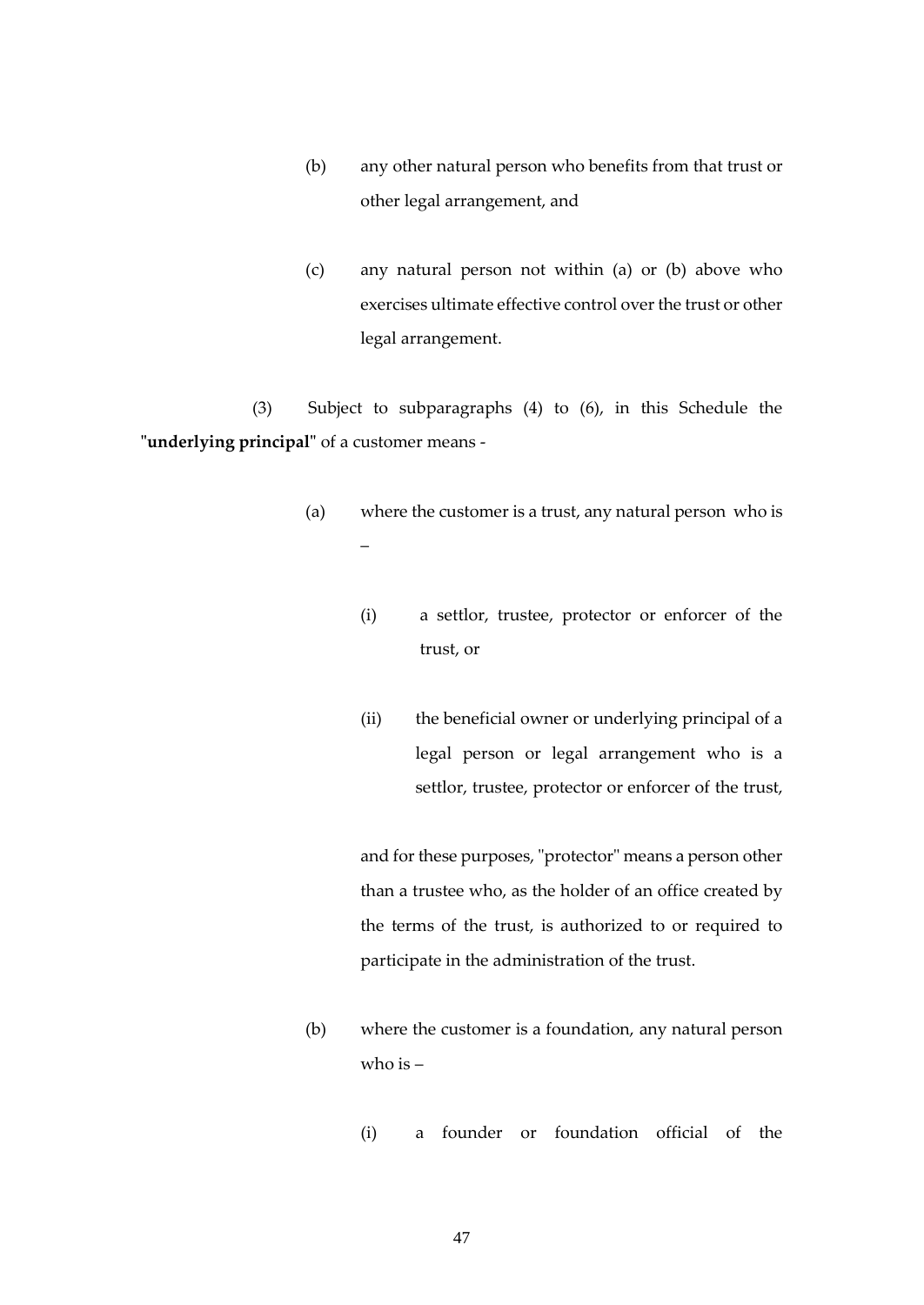(b) any other natural person who benefits from that trust or other legal arrangement, and

(c) any natural person not within (a) or (b) above who exercises ultimate effective control over the trust or other legal arrangement.

(3) Subject to subparagraphs (4) to (6), in this Schedule the "**underlying principal**" of a customer means -

(a) where the customer is a trust, any natural person who is –

(i) a settlor, trustee, protector or enforcer of the trust, or

(ii) the beneficial owner or underlying principal of a legal person or legal arrangement who is a settlor, trustee, protector or enforcer of the trust,

and for these purposes, "protector" means a person other than a trustee who, as the holder of an office created by the terms of the trust, is authorized to or required to participate in the administration of the trust.

(b) where the customer is a foundation, any natural person who is –

(i) a founder or foundation official of the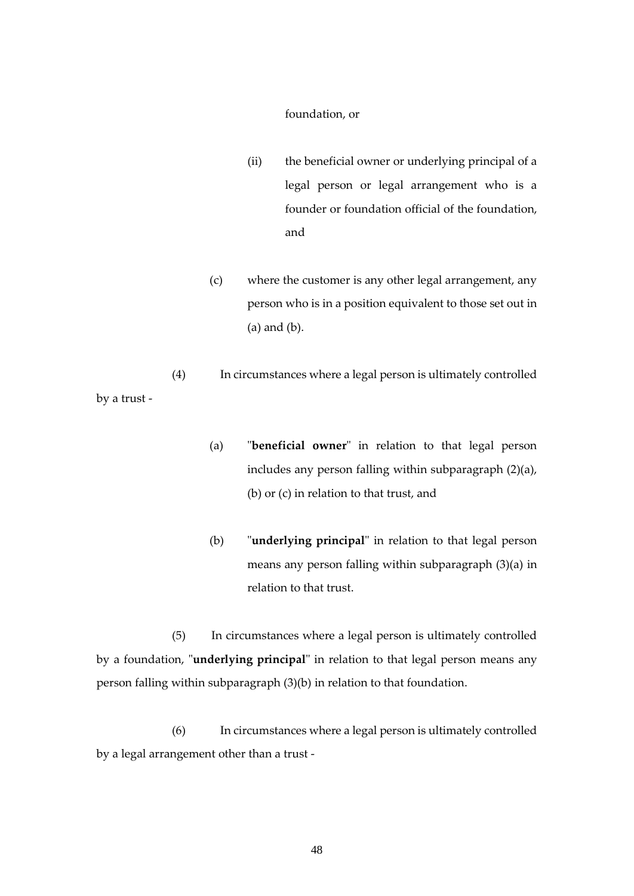foundation, or

(ii) the beneficial owner or underlying principal of a legal person or legal arrangement who is a founder or foundation official of the foundation, and

(c) where the customer is any other legal arrangement, any person who is in a position equivalent to those set out in (a) and (b).

(4) In circumstances where a legal person is ultimately controlled by a trust -

(a) "**beneficial owner**" in relation to that legal person includes any person falling within subparagraph (2)(a), (b) or (c) in relation to that trust, and

(b) "**underlying principal**" in relation to that legal person means any person falling within subparagraph (3)(a) in relation to that trust.

(5) In circumstances where a legal person is ultimately controlled by a foundation, "**underlying principal**" in relation to that legal person means any person falling within subparagraph (3)(b) in relation to that foundation.

(6) In circumstances where a legal person is ultimately controlled by a legal arrangement other than a trust -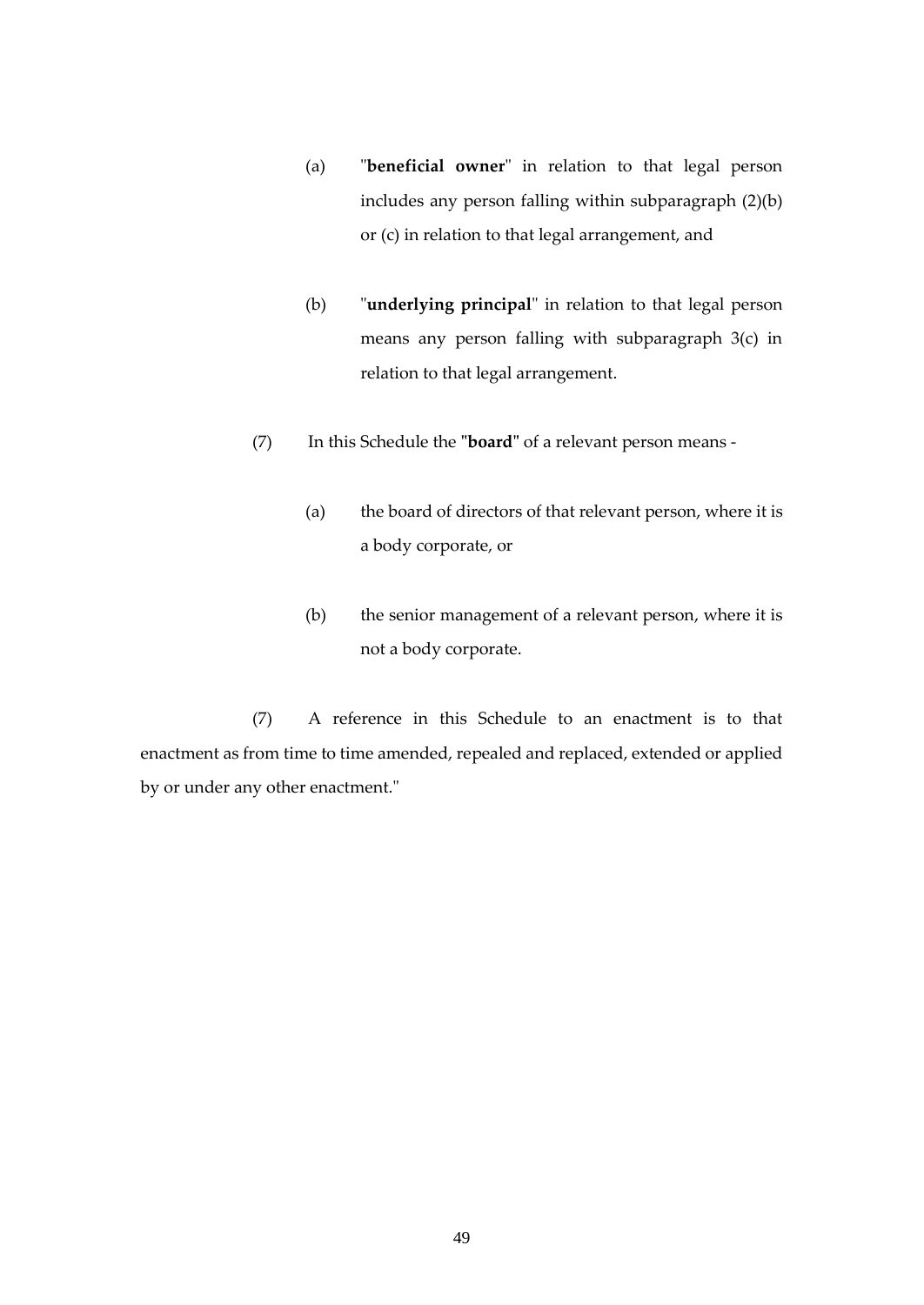(a) "**beneficial owner**" in relation to that legal person includes any person falling within subparagraph (2)(b) or (c) in relation to that legal arrangement, and

(b) "**underlying principal**" in relation to that legal person means any person falling with subparagraph 3(c) in relation to that legal arrangement.

(7) In this Schedule the "**board**" of a relevant person means -

(a) the board of directors of that relevant person, where it is a body corporate, or

(b) the senior management of a relevant person, where it is not a body corporate.

(7) A reference in this Schedule to an enactment is to that enactment as from time to time amended, repealed and replaced, extended or applied by or under any other enactment."